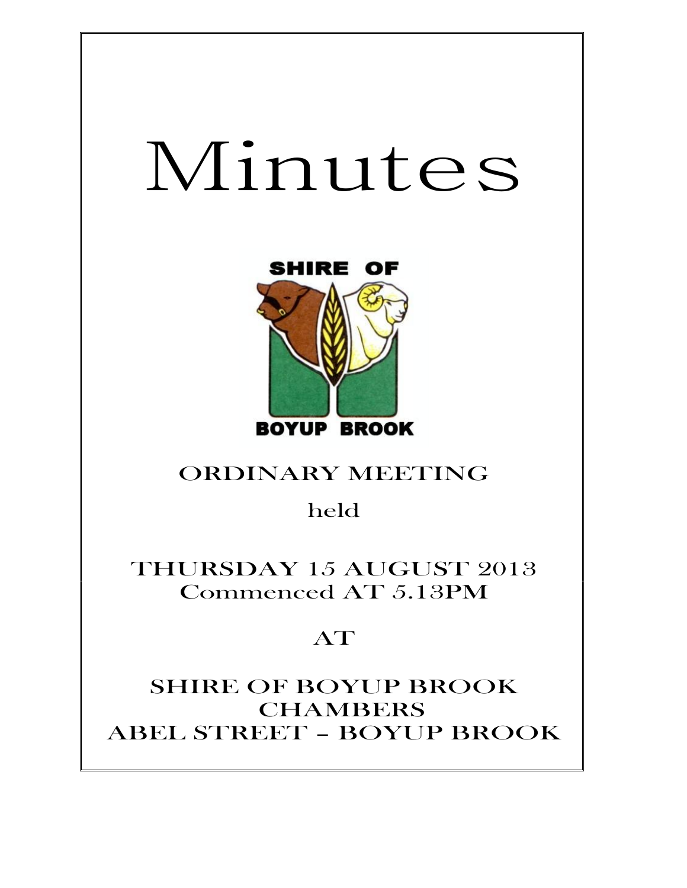# Minutes

SHIRE OF

BOYUP BROOK

## ORDINARY MEETING

held

## THURSDAY 15 AUGUST 2013
## Commenced AT 5.13PM

## AT

## SHIRE OF BOYUP BROOK CHAMBERS
## ABEL STREET – BOYUP BROOK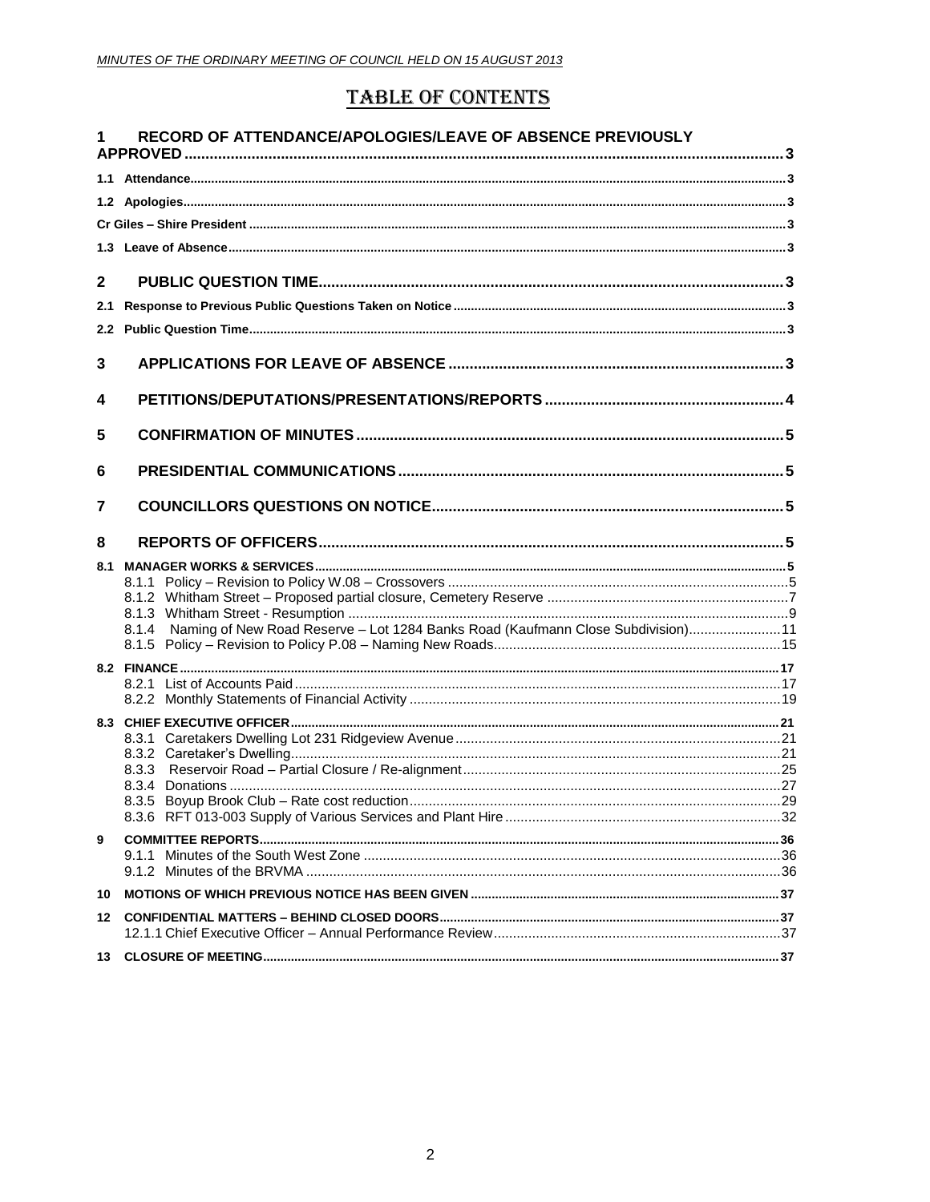# TABLE OF CONTENTS

| | | |
|---|---|---|
| **1** | **RECORD OF ATTENDANCE/APOLOGIES/LEAVE OF ABSENCE PREVIOUSLY APPROVED** | **3** |
| **1.1** | **Attendance** | **3** |
| **1.2** | **Apologies** | **3** |
| | **Cr Giles – Shire President** | **3** |
| **1.3** | **Leave of Absence** | **3** |
| **2** | **PUBLIC QUESTION TIME** | **3** |
| **2.1** | **Response to Previous Public Questions Taken on Notice** | **3** |
| **2.2** | **Public Question Time** | **3** |
| **3** | **APPLICATIONS FOR LEAVE OF ABSENCE** | **3** |
| **4** | **PETITIONS/DEPUTATIONS/PRESENTATIONS/REPORTS** | **4** |
| **5** | **CONFIRMATION OF MINUTES** | **5** |
| **6** | **PRESIDENTIAL COMMUNICATIONS** | **5** |
| **7** | **COUNCILLORS QUESTIONS ON NOTICE** | **5** |
| **8** | **REPORTS OF OFFICERS** | **5** |
| **8.1** | **MANAGER WORKS & SERVICES** | **5** |
| | 8.1.1 Policy – Revision to Policy W.08 – Crossovers | 5 |
| | 8.1.2 Whitham Street – Proposed partial closure, Cemetery Reserve | 7 |
| | 8.1.3 Whitham Street - Resumption | 9 |
| | 8.1.4 Naming of New Road Reserve – Lot 1284 Banks Road (Kaufmann Close Subdivision) | 11 |
| | 8.1.5 Policy – Revision to Policy P.08 – Naming New Roads | 15 |
| **8.2** | **FINANCE** | **17** |
| | 8.2.1 List of Accounts Paid | 17 |
| | 8.2.2 Monthly Statements of Financial Activity | 19 |
| **8.3** | **CHIEF EXECUTIVE OFFICER** | **21** |
| | 8.3.1 Caretakers Dwelling Lot 231 Ridgeview Avenue | 21 |
| | 8.3.2 Caretaker's Dwelling | 21 |
| | 8.3.3 Reservoir Road – Partial Closure / Re-alignment | 25 |
| | 8.3.4 Donations | 27 |
| | 8.3.5 Boyup Brook Club – Rate cost reduction | 29 |
| | 8.3.6 RFT 013-003 Supply of Various Services and Plant Hire | 32 |
| **9** | **COMMITTEE REPORTS** | **36** |
| | 9.1.1 Minutes of the South West Zone | 36 |
| | 9.1.2 Minutes of the BRVMA | 36 |
| **10** | **MOTIONS OF WHICH PREVIOUS NOTICE HAS BEEN GIVEN** | **37** |
| **12** | **CONFIDENTIAL MATTERS – BEHIND CLOSED DOORS** | **37** |
| | 12.1.1 Chief Executive Officer – Annual Performance Review | 37 |
| **13** | **CLOSURE OF MEETING** | **37** |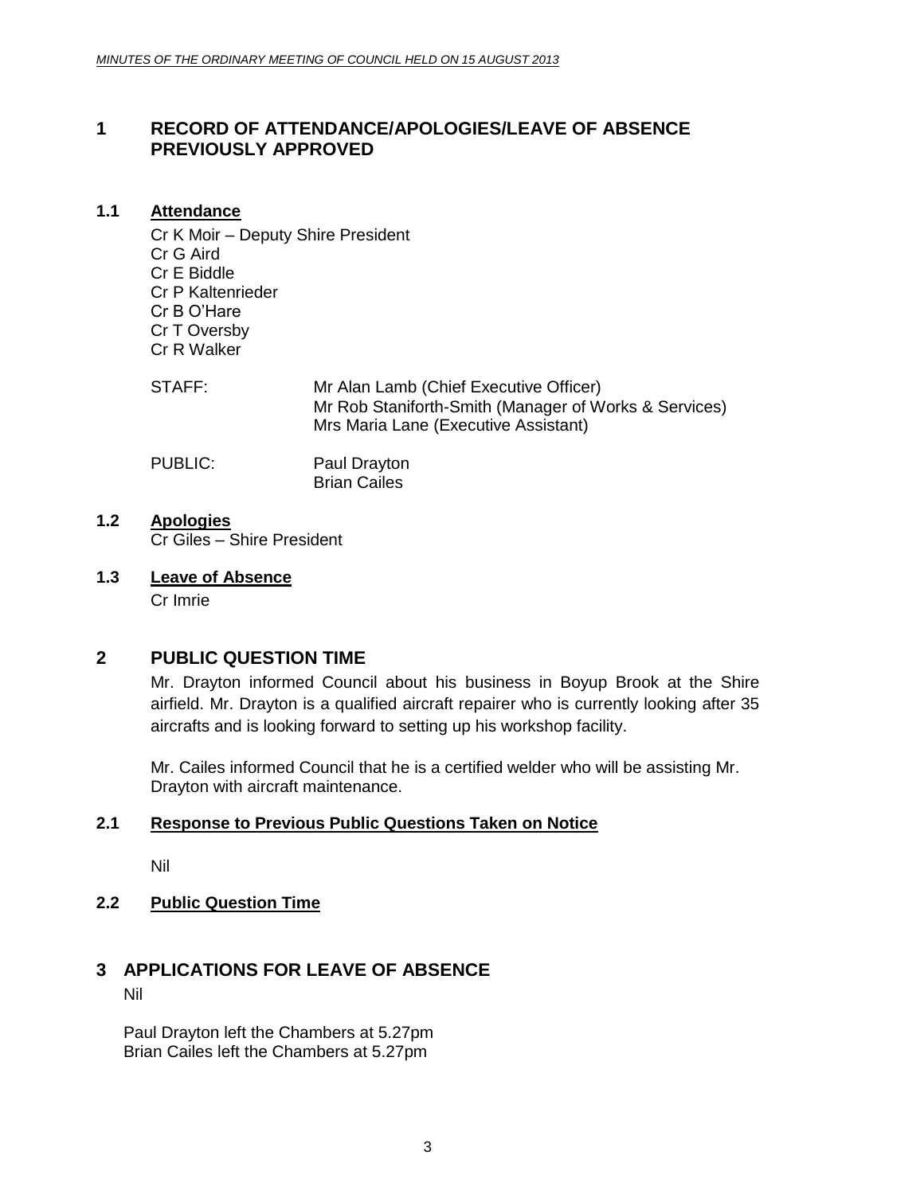# 1 RECORD OF ATTENDANCE/APOLOGIES/LEAVE OF ABSENCE PREVIOUSLY APPROVED

## 1.1 Attendance

Cr K Moir – Deputy Shire President
Cr G Aird
Cr E Biddle
Cr P Kaltenrieder
Cr B O'Hare
Cr T Oversby
Cr R Walker

STAFF: Mr Alan Lamb (Chief Executive Officer)
Mr Rob Staniforth-Smith (Manager of Works & Services)
Mrs Maria Lane (Executive Assistant)

PUBLIC: Paul Drayton
Brian Cailes

## 1.2 Apologies

Cr Giles – Shire President

## 1.3 Leave of Absence

Cr Imrie

# 2 PUBLIC QUESTION TIME

Mr. Drayton informed Council about his business in Boyup Brook at the Shire airfield. Mr. Drayton is a qualified aircraft repairer who is currently looking after 35 aircrafts and is looking forward to setting up his workshop facility.

Mr. Cailes informed Council that he is a certified welder who will be assisting Mr. Drayton with aircraft maintenance.

## 2.1 Response to Previous Public Questions Taken on Notice

Nil

## 2.2 Public Question Time

# 3 APPLICATIONS FOR LEAVE OF ABSENCE

Nil

Paul Drayton left the Chambers at 5.27pm
Brian Cailes left the Chambers at 5.27pm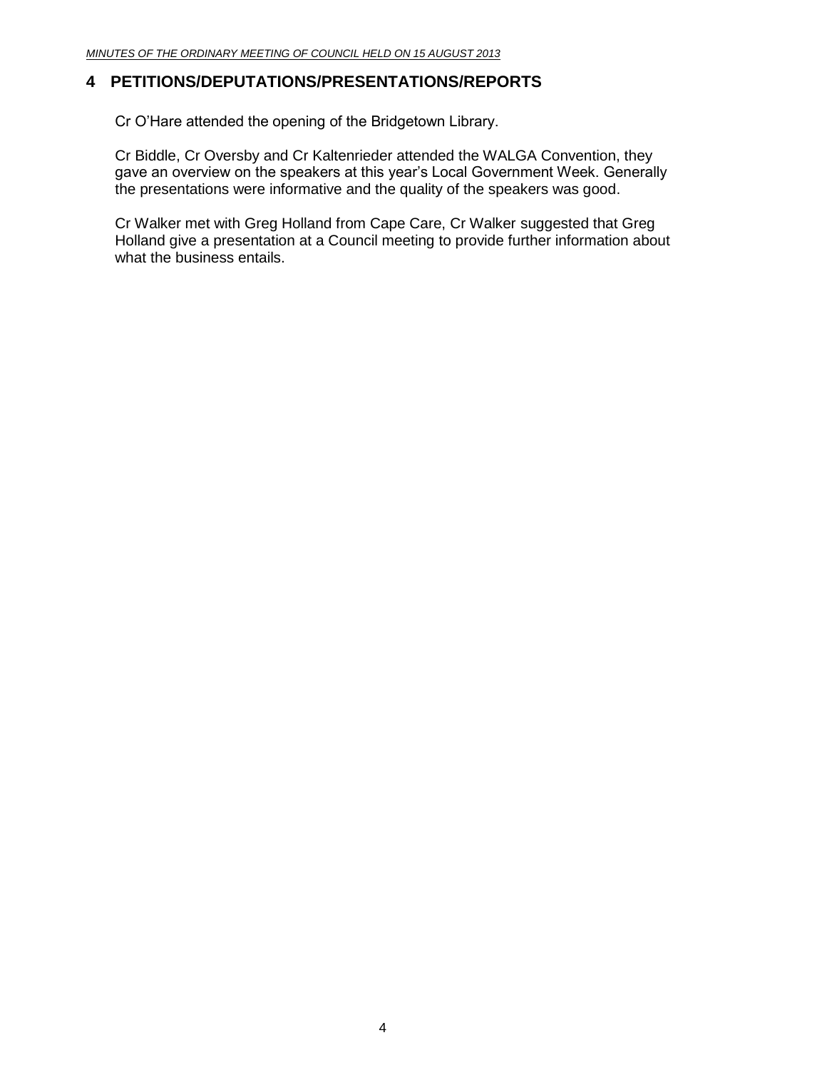## 4 PETITIONS/DEPUTATIONS/PRESENTATIONS/REPORTS

Cr O'Hare attended the opening of the Bridgetown Library.

Cr Biddle, Cr Oversby and Cr Kaltenrieder attended the WALGA Convention, they gave an overview on the speakers at this year's Local Government Week. Generally the presentations were informative and the quality of the speakers was good.

Cr Walker met with Greg Holland from Cape Care, Cr Walker suggested that Greg Holland give a presentation at a Council meeting to provide further information about what the business entails.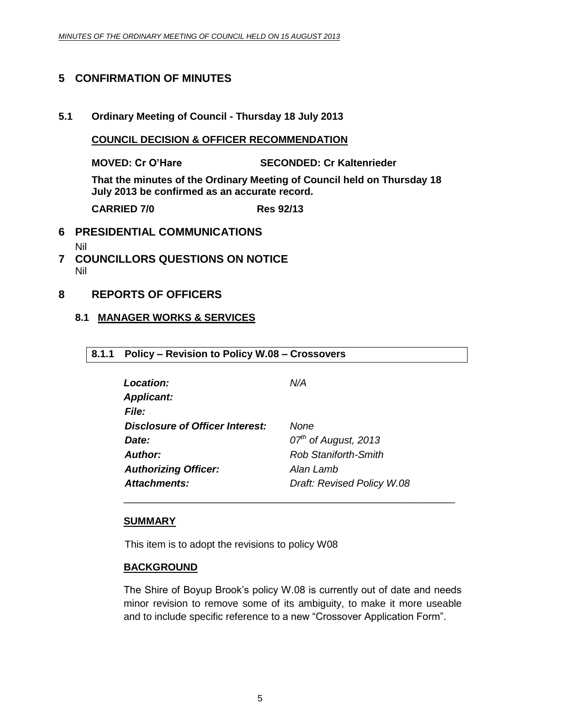# 5 CONFIRMATION OF MINUTES

## 5.1 Ordinary Meeting of Council - Thursday 18 July 2013

**COUNCIL DECISION & OFFICER RECOMMENDATION**

**MOVED: Cr O'Hare SECONDED: Cr Kaltenrieder**

**That the minutes of the Ordinary Meeting of Council held on Thursday 18 July 2013 be confirmed as an accurate record.**

**CARRIED 7/0 Res 92/13**

# 6 PRESIDENTIAL COMMUNICATIONS

Nil

# 7 COUNCILLORS QUESTIONS ON NOTICE

Nil

# 8 REPORTS OF OFFICERS

## 8.1 MANAGER WORKS & SERVICES

### 8.1.1 Policy – Revision to Policy W.08 – Crossovers

| | |
|---|---|
| ***Location:*** | *N/A* |
| ***Applicant:*** | |
| ***File:*** | |
| ***Disclosure of Officer Interest:*** | *None* |
| ***Date:*** | *07th of August, 2013* |
| ***Author:*** | *Rob Staniforth-Smith* |
| ***Authorizing Officer:*** | *Alan Lamb* |
| ***Attachments:*** | *Draft: Revised Policy W.08* |

**SUMMARY**

This item is to adopt the revisions to policy W08

**BACKGROUND**

The Shire of Boyup Brook's policy W.08 is currently out of date and needs minor revision to remove some of its ambiguity, to make it more useable and to include specific reference to a new "Crossover Application Form".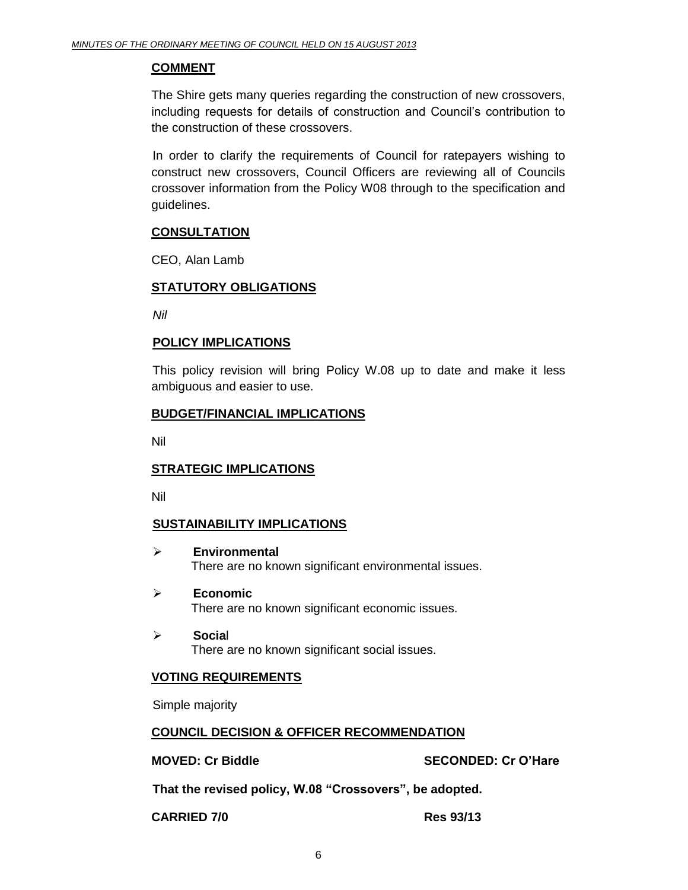**COMMENT**

The Shire gets many queries regarding the construction of new crossovers, including requests for details of construction and Council's contribution to the construction of these crossovers.

In order to clarify the requirements of Council for ratepayers wishing to construct new crossovers, Council Officers are reviewing all of Councils crossover information from the Policy W08 through to the specification and guidelines.

**CONSULTATION**

CEO, Alan Lamb

**STATUTORY OBLIGATIONS**

*Nil*

**POLICY IMPLICATIONS**

This policy revision will bring Policy W.08 up to date and make it less ambiguous and easier to use.

**BUDGET/FINANCIAL IMPLICATIONS**

Nil

**STRATEGIC IMPLICATIONS**

Nil

**SUSTAINABILITY IMPLICATIONS**

- **Environmental**
  There are no known significant environmental issues.
- **Economic**
  There are no known significant economic issues.
- **Social**
  There are no known significant social issues.

**VOTING REQUIREMENTS**

Simple majority

**COUNCIL DECISION & OFFICER RECOMMENDATION**

**MOVED: Cr Biddle** **SECONDED: Cr O'Hare**

**That the revised policy, W.08 "Crossovers", be adopted.**

**CARRIED 7/0** **Res 93/13**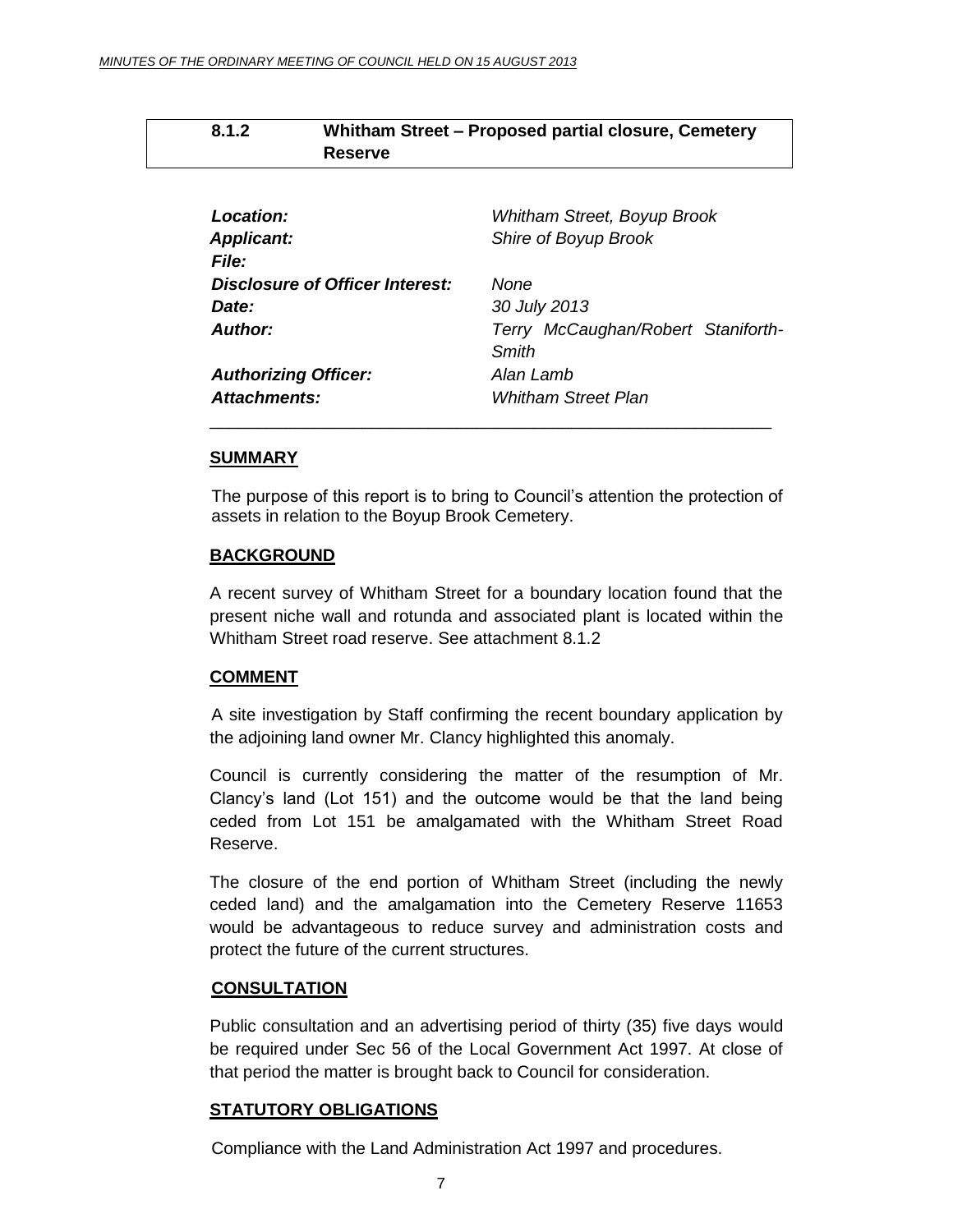## 8.1.2 Whitham Street – Proposed partial closure, Cemetery Reserve

| | |
|---|---|
| *Location:* | *Whitham Street, Boyup Brook* |
| *Applicant:* | *Shire of Boyup Brook* |
| *File:* | |
| *Disclosure of Officer Interest:* | *None* |
| *Date:* | *30 July 2013* |
| *Author:* | *Terry McCaughan/Robert Staniforth-Smith* |
| *Authorizing Officer:* | *Alan Lamb* |
| *Attachments:* | *Whitham Street Plan* |

---

### SUMMARY

The purpose of this report is to bring to Council's attention the protection of assets in relation to the Boyup Brook Cemetery.

### BACKGROUND

A recent survey of Whitham Street for a boundary location found that the present niche wall and rotunda and associated plant is located within the Whitham Street road reserve. See attachment 8.1.2

### COMMENT

A site investigation by Staff confirming the recent boundary application by the adjoining land owner Mr. Clancy highlighted this anomaly.

Council is currently considering the matter of the resumption of Mr. Clancy's land (Lot 151) and the outcome would be that the land being ceded from Lot 151 be amalgamated with the Whitham Street Road Reserve.

The closure of the end portion of Whitham Street (including the newly ceded land) and the amalgamation into the Cemetery Reserve 11653 would be advantageous to reduce survey and administration costs and protect the future of the current structures.

### CONSULTATION

Public consultation and an advertising period of thirty (35) five days would be required under Sec 56 of the Local Government Act 1997. At close of that period the matter is brought back to Council for consideration.

### STATUTORY OBLIGATIONS

Compliance with the Land Administration Act 1997 and procedures.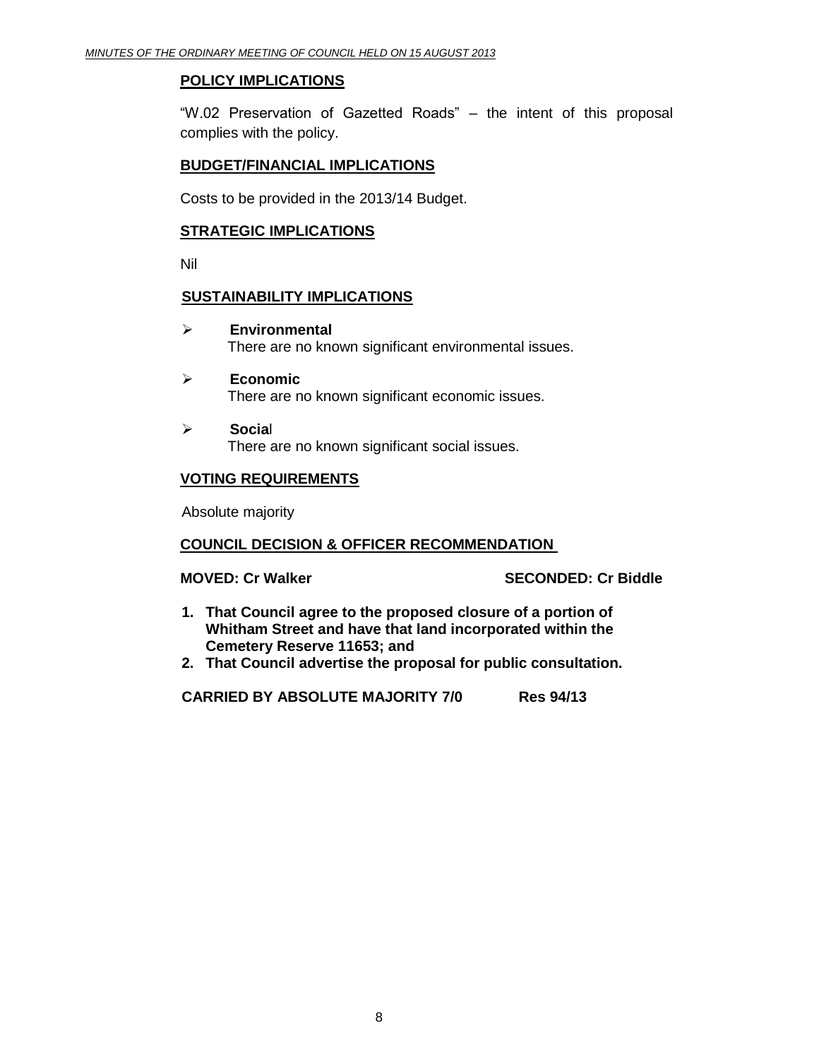## POLICY IMPLICATIONS

"W.02 Preservation of Gazetted Roads" – the intent of this proposal complies with the policy.

## BUDGET/FINANCIAL IMPLICATIONS

Costs to be provided in the 2013/14 Budget.

## STRATEGIC IMPLICATIONS

Nil

## SUSTAINABILITY IMPLICATIONS

- **Environmental**
  There are no known significant environmental issues.
- **Economic**
  There are no known significant economic issues.
- **Social**
  There are no known significant social issues.

## VOTING REQUIREMENTS

Absolute majority

## COUNCIL DECISION & OFFICER RECOMMENDATION

**MOVED: Cr Walker** **SECONDED: Cr Biddle**

1. **That Council agree to the proposed closure of a portion of Whitham Street and have that land incorporated within the Cemetery Reserve 11653; and**
2. **That Council advertise the proposal for public consultation.**

**CARRIED BY ABSOLUTE MAJORITY 7/0** **Res 94/13**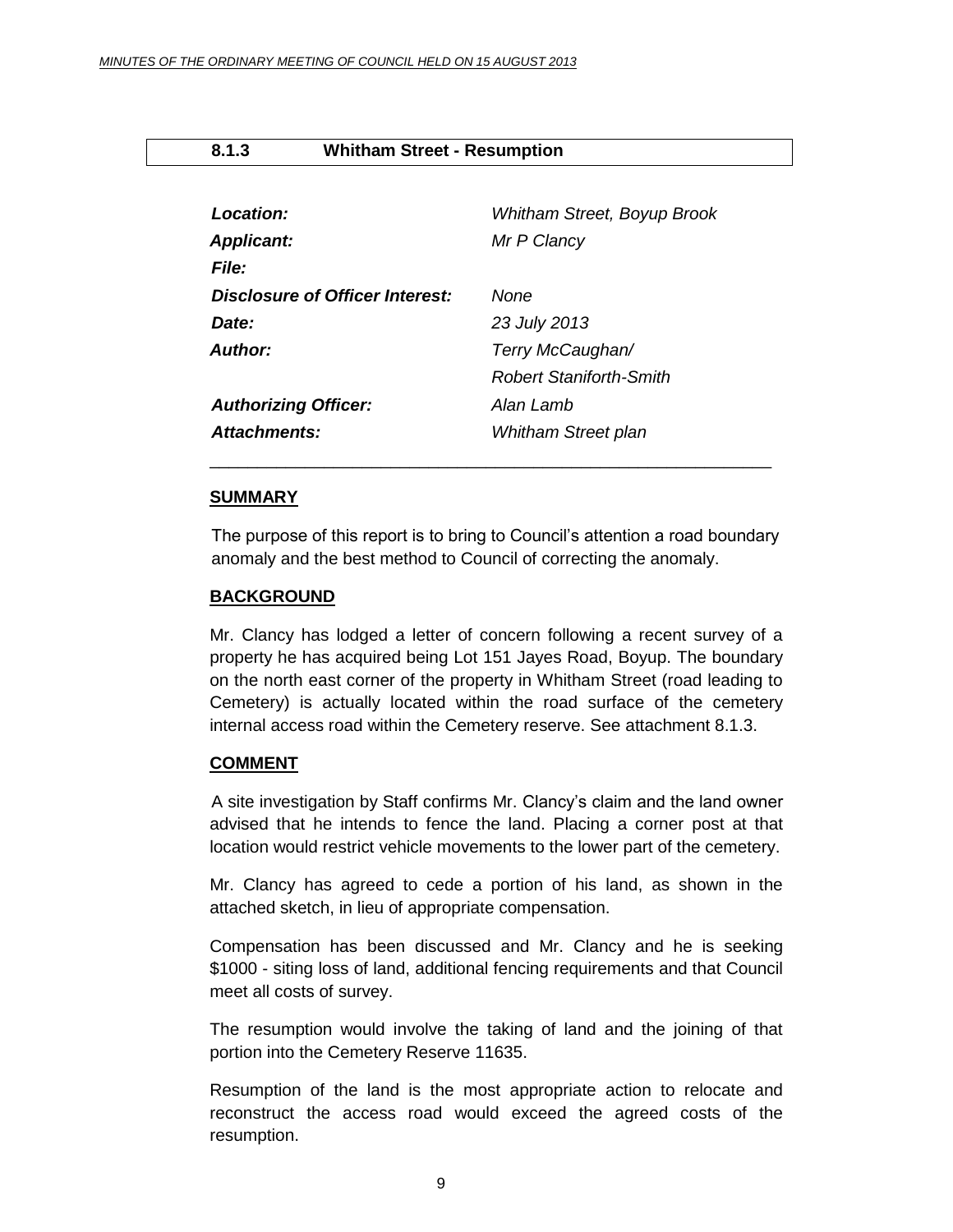### 8.1.3 Whitham Street - Resumption

| | |
|---|---|
| ***Location:*** | *Whitham Street, Boyup Brook* |
| ***Applicant:*** | *Mr P Clancy* |
| ***File:*** | |
| ***Disclosure of Officer Interest:*** | *None* |
| ***Date:*** | *23 July 2013* |
| ***Author:*** | *Terry McCaughan/ Robert Staniforth-Smith* |
| ***Authorizing Officer:*** | *Alan Lamb* |
| ***Attachments:*** | *Whitham Street plan* |

---

**SUMMARY**

The purpose of this report is to bring to Council's attention a road boundary anomaly and the best method to Council of correcting the anomaly.

**BACKGROUND**

Mr. Clancy has lodged a letter of concern following a recent survey of a property he has acquired being Lot 151 Jayes Road, Boyup. The boundary on the north east corner of the property in Whitham Street (road leading to Cemetery) is actually located within the road surface of the cemetery internal access road within the Cemetery reserve. See attachment 8.1.3.

**COMMENT**

A site investigation by Staff confirms Mr. Clancy's claim and the land owner advised that he intends to fence the land. Placing a corner post at that location would restrict vehicle movements to the lower part of the cemetery.

Mr. Clancy has agreed to cede a portion of his land, as shown in the attached sketch, in lieu of appropriate compensation.

Compensation has been discussed and Mr. Clancy and he is seeking $1000 - siting loss of land, additional fencing requirements and that Council meet all costs of survey.

The resumption would involve the taking of land and the joining of that portion into the Cemetery Reserve 11635.

Resumption of the land is the most appropriate action to relocate and reconstruct the access road would exceed the agreed costs of the resumption.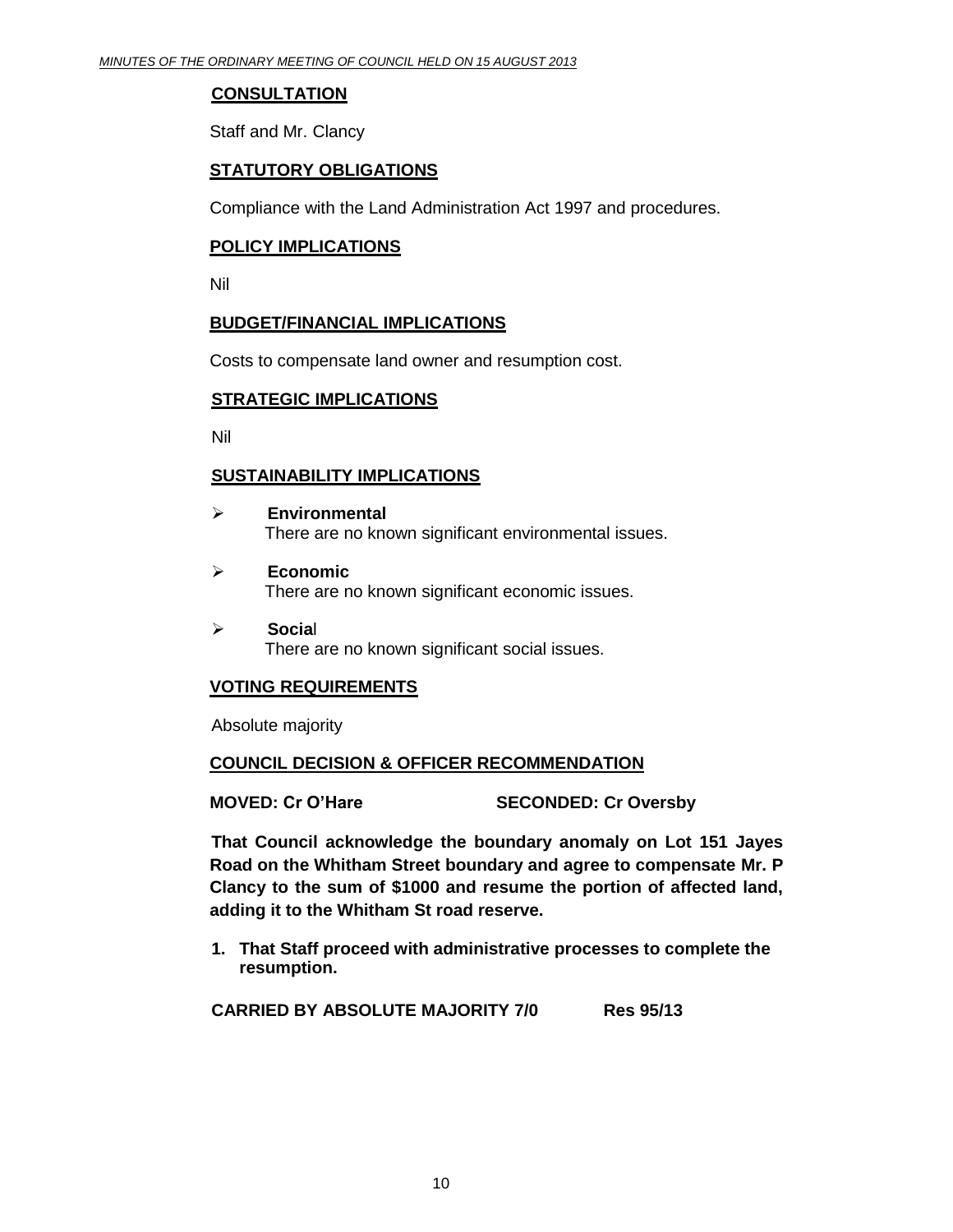**CONSULTATION**

Staff and Mr. Clancy

**STATUTORY OBLIGATIONS**

Compliance with the Land Administration Act 1997 and procedures.

**POLICY IMPLICATIONS**

Nil

**BUDGET/FINANCIAL IMPLICATIONS**

Costs to compensate land owner and resumption cost.

**STRATEGIC IMPLICATIONS**

Nil

**SUSTAINABILITY IMPLICATIONS**

- **Environmental**
  There are no known significant environmental issues.

- **Economic**
  There are no known significant economic issues.

- **Social**
  There are no known significant social issues.

**VOTING REQUIREMENTS**

Absolute majority

**COUNCIL DECISION & OFFICER RECOMMENDATION**

**MOVED: Cr O'Hare SECONDED: Cr Oversby**

**That Council acknowledge the boundary anomaly on Lot 151 Jayes Road on the Whitham Street boundary and agree to compensate Mr. P Clancy to the sum of $1000 and resume the portion of affected land, adding it to the Whitham St road reserve.**

1. **That Staff proceed with administrative processes to complete the resumption.**

**CARRIED BY ABSOLUTE MAJORITY 7/0 Res 95/13**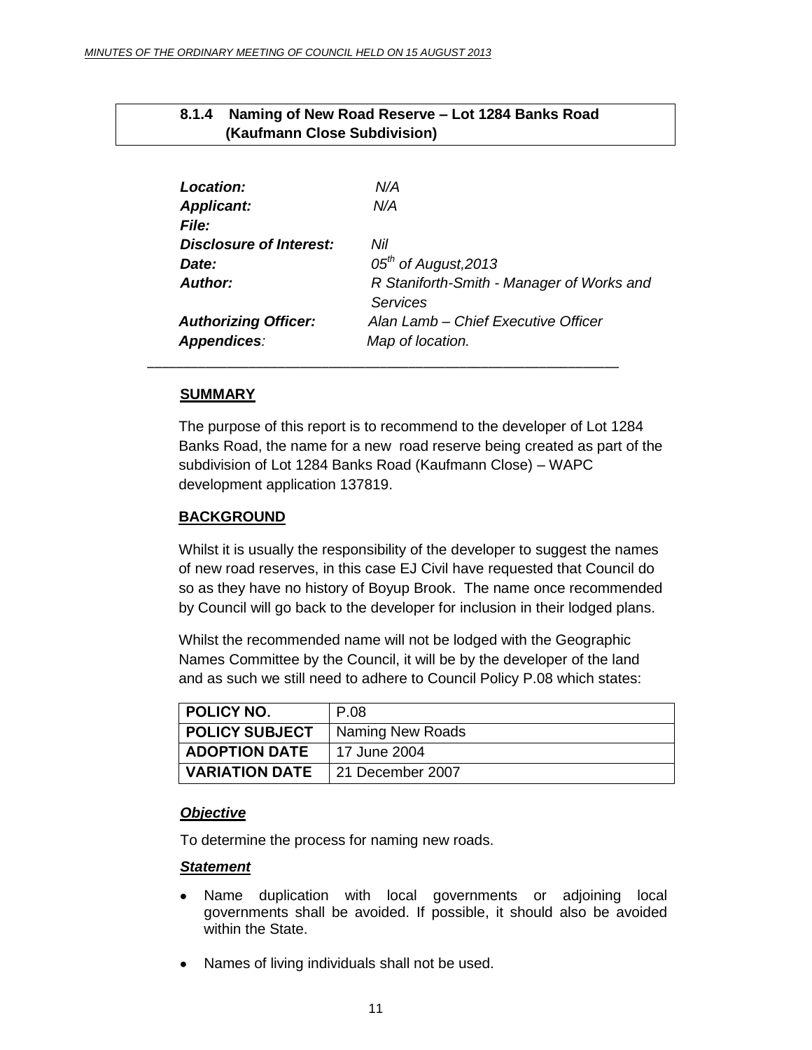## 8.1.4 Naming of New Road Reserve – Lot 1284 Banks Road (Kaufmann Close Subdivision)

| | |
|---|---|
| ***Location:*** | *N/A* |
| ***Applicant:*** | *N/A* |
| ***File:*** | |
| ***Disclosure of Interest:*** | *Nil* |
| ***Date:*** | *05th of August,2013* |
| ***Author:*** | *R Staniforth-Smith - Manager of Works and Services* |
| ***Authorizing Officer:*** | *Alan Lamb – Chief Executive Officer* |
| ***Appendices:*** | *Map of location.* |

---

**SUMMARY**

The purpose of this report is to recommend to the developer of Lot 1284 Banks Road, the name for a new road reserve being created as part of the subdivision of Lot 1284 Banks Road (Kaufmann Close) – WAPC development application 137819.

**BACKGROUND**

Whilst it is usually the responsibility of the developer to suggest the names of new road reserves, in this case EJ Civil have requested that Council do so as they have no history of Boyup Brook. The name once recommended by Council will go back to the developer for inclusion in their lodged plans.

Whilst the recommended name will not be lodged with the Geographic Names Committee by the Council, it will be by the developer of the land and as such we still need to adhere to Council Policy P.08 which states:

| **POLICY NO.** | P.08 |
|---|---|
| **POLICY SUBJECT** | Naming New Roads |
| **ADOPTION DATE** | 17 June 2004 |
| **VARIATION DATE** | 21 December 2007 |

***Objective***

To determine the process for naming new roads.

***Statement***

- Name duplication with local governments or adjoining local governments shall be avoided. If possible, it should also be avoided within the State.
- Names of living individuals shall not be used.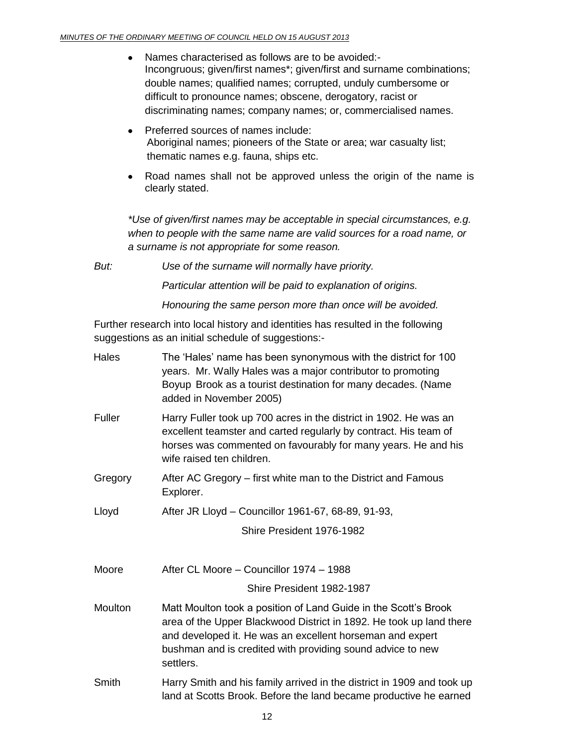- Names characterised as follows are to be avoided:-
  Incongruous; given/first names*; given/first and surname combinations; double names; qualified names; corrupted, unduly cumbersome or difficult to pronounce names; obscene, derogatory, racist or discriminating names; company names; or, commercialised names.
- Preferred sources of names include:
  Aboriginal names; pioneers of the State or area; war casualty list; thematic names e.g. fauna, ships etc.
- Road names shall not be approved unless the origin of the name is clearly stated.

*\*Use of given/first names may be acceptable in special circumstances, e.g. when to people with the same name are valid sources for a road name, or a surname is not appropriate for some reason.*

*But:* *Use of the surname will normally have priority.*

*Particular attention will be paid to explanation of origins.*

*Honouring the same person more than once will be avoided.*

Further research into local history and identities has resulted in the following suggestions as an initial schedule of suggestions:-

| | |
|---|---|
| Hales | The 'Hales' name has been synonymous with the district for 100 years. Mr. Wally Hales was a major contributor to promoting Boyup Brook as a tourist destination for many decades. (Name added in November 2005) |
| Fuller | Harry Fuller took up 700 acres in the district in 1902. He was an excellent teamster and carted regularly by contract. His team of horses was commented on favourably for many years. He and his wife raised ten children. |
| Gregory | After AC Gregory – first white man to the District and Famous Explorer. |
| Lloyd | After JR Lloyd – Councillor 1961-67, 68-89, 91-93, Shire President 1976-1982 |
| Moore | After CL Moore – Councillor 1974 – 1988 Shire President 1982-1987 |
| Moulton | Matt Moulton took a position of Land Guide in the Scott's Brook area of the Upper Blackwood District in 1892. He took up land there and developed it. He was an excellent horseman and expert bushman and is credited with providing sound advice to new settlers. |
| Smith | Harry Smith and his family arrived in the district in 1909 and took up land at Scotts Brook. Before the land became productive he earned |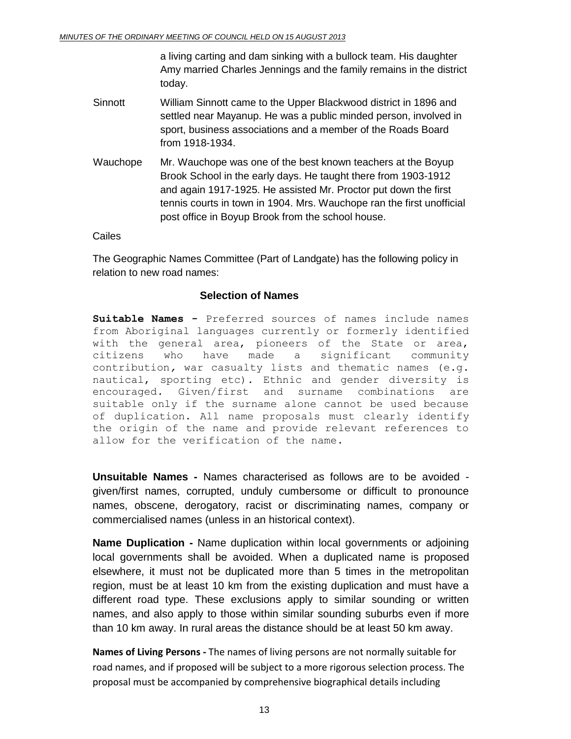a living carting and dam sinking with a bullock team. His daughter Amy married Charles Jennings and the family remains in the district today.

Sinnott — William Sinnott came to the Upper Blackwood district in 1896 and settled near Mayanup. He was a public minded person, involved in sport, business associations and a member of the Roads Board from 1918-1934.

Wauchope — Mr. Wauchope was one of the best known teachers at the Boyup Brook School in the early days. He taught there from 1903-1912 and again 1917-1925. He assisted Mr. Proctor put down the first tennis courts in town in 1904. Mrs. Wauchope ran the first unofficial post office in Boyup Brook from the school house.

Cailes

The Geographic Names Committee (Part of Landgate) has the following policy in relation to new road names:

### Selection of Names

**Suitable Names -** Preferred sources of names include names from Aboriginal languages currently or formerly identified with the general area, pioneers of the State or area, citizens who have made a significant community contribution, war casualty lists and thematic names (e.g. nautical, sporting etc). Ethnic and gender diversity is encouraged. Given/first and surname combinations are suitable only if the surname alone cannot be used because of duplication. All name proposals must clearly identify the origin of the name and provide relevant references to allow for the verification of the name.

**Unsuitable Names -** Names characterised as follows are to be avoided - given/first names, corrupted, unduly cumbersome or difficult to pronounce names, obscene, derogatory, racist or discriminating names, company or commercialised names (unless in an historical context).

**Name Duplication -** Name duplication within local governments or adjoining local governments shall be avoided. When a duplicated name is proposed elsewhere, it must not be duplicated more than 5 times in the metropolitan region, must be at least 10 km from the existing duplication and must have a different road type. These exclusions apply to similar sounding or written names, and also apply to those within similar sounding suburbs even if more than 10 km away. In rural areas the distance should be at least 50 km away.

**Names of Living Persons -** The names of living persons are not normally suitable for road names, and if proposed will be subject to a more rigorous selection process. The proposal must be accompanied by comprehensive biographical details including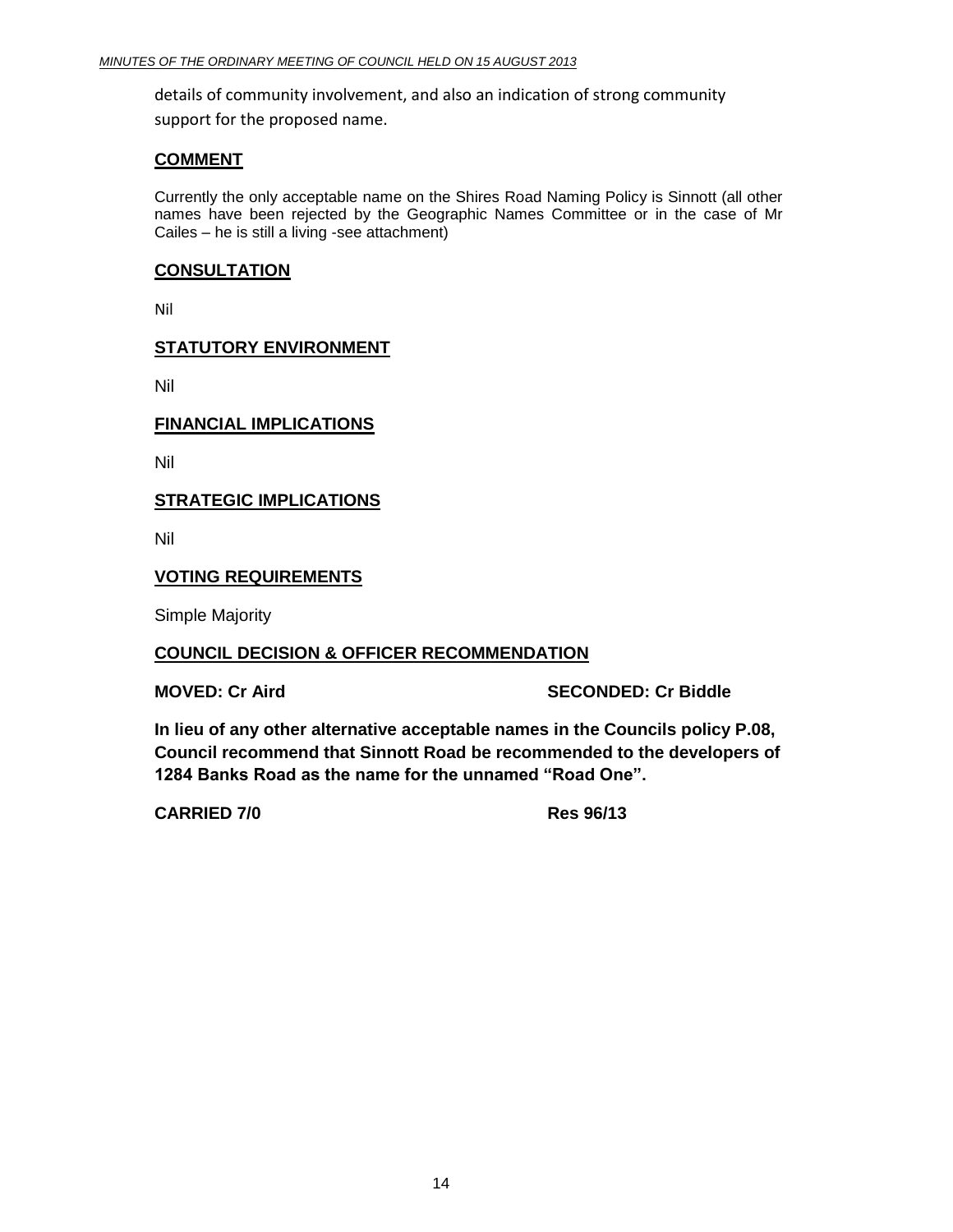details of community involvement, and also an indication of strong community support for the proposed name.

## COMMENT

Currently the only acceptable name on the Shires Road Naming Policy is Sinnott (all other names have been rejected by the Geographic Names Committee or in the case of Mr Cailes – he is still a living -see attachment)

## CONSULTATION

Nil

## STATUTORY ENVIRONMENT

Nil

## FINANCIAL IMPLICATIONS

Nil

## STRATEGIC IMPLICATIONS

Nil

## VOTING REQUIREMENTS

Simple Majority

## COUNCIL DECISION & OFFICER RECOMMENDATION

**MOVED: Cr Aird** **SECONDED: Cr Biddle**

**In lieu of any other alternative acceptable names in the Councils policy P.08, Council recommend that Sinnott Road be recommended to the developers of 1284 Banks Road as the name for the unnamed "Road One".**

**CARRIED 7/0** **Res 96/13**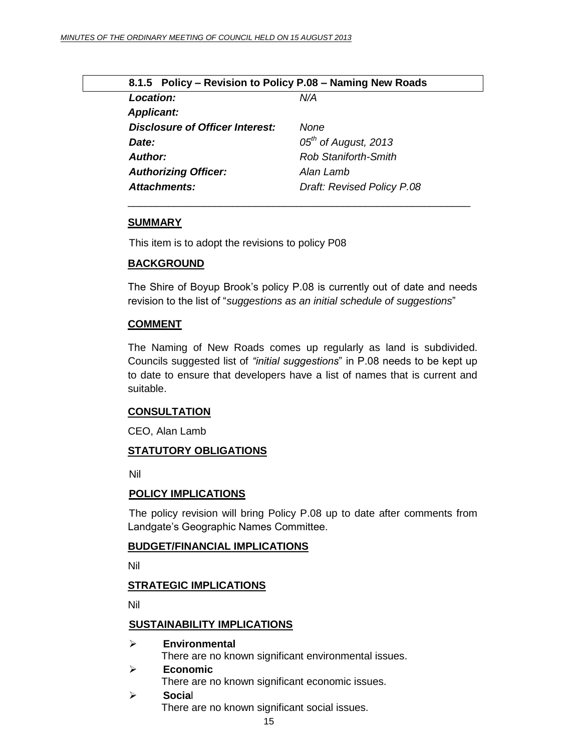**8.1.5 Policy – Revision to Policy P.08 – Naming New Roads**

| | |
|---|---|
| ***Location:*** | *N/A* |
| ***Applicant:*** | |
| ***Disclosure of Officer Interest:*** | *None* |
| ***Date:*** | *05th of August, 2013* |
| ***Author:*** | *Rob Staniforth-Smith* |
| ***Authorizing Officer:*** | *Alan Lamb* |
| ***Attachments:*** | *Draft: Revised Policy P.08* |

## SUMMARY

This item is to adopt the revisions to policy P08

## BACKGROUND

The Shire of Boyup Brook's policy P.08 is currently out of date and needs revision to the list of "*suggestions as an initial schedule of suggestions*"

## COMMENT

The Naming of New Roads comes up regularly as land is subdivided. Councils suggested list of *"initial suggestions*" in P.08 needs to be kept up to date to ensure that developers have a list of names that is current and suitable.

## CONSULTATION

CEO, Alan Lamb

## STATUTORY OBLIGATIONS

Nil

## POLICY IMPLICATIONS

The policy revision will bring Policy P.08 up to date after comments from Landgate's Geographic Names Committee.

## BUDGET/FINANCIAL IMPLICATIONS

Nil

## STRATEGIC IMPLICATIONS

Nil

## SUSTAINABILITY IMPLICATIONS

- **Environmental**
  There are no known significant environmental issues.
- **Economic**
  There are no known significant economic issues.
- **Social**
  There are no known significant social issues.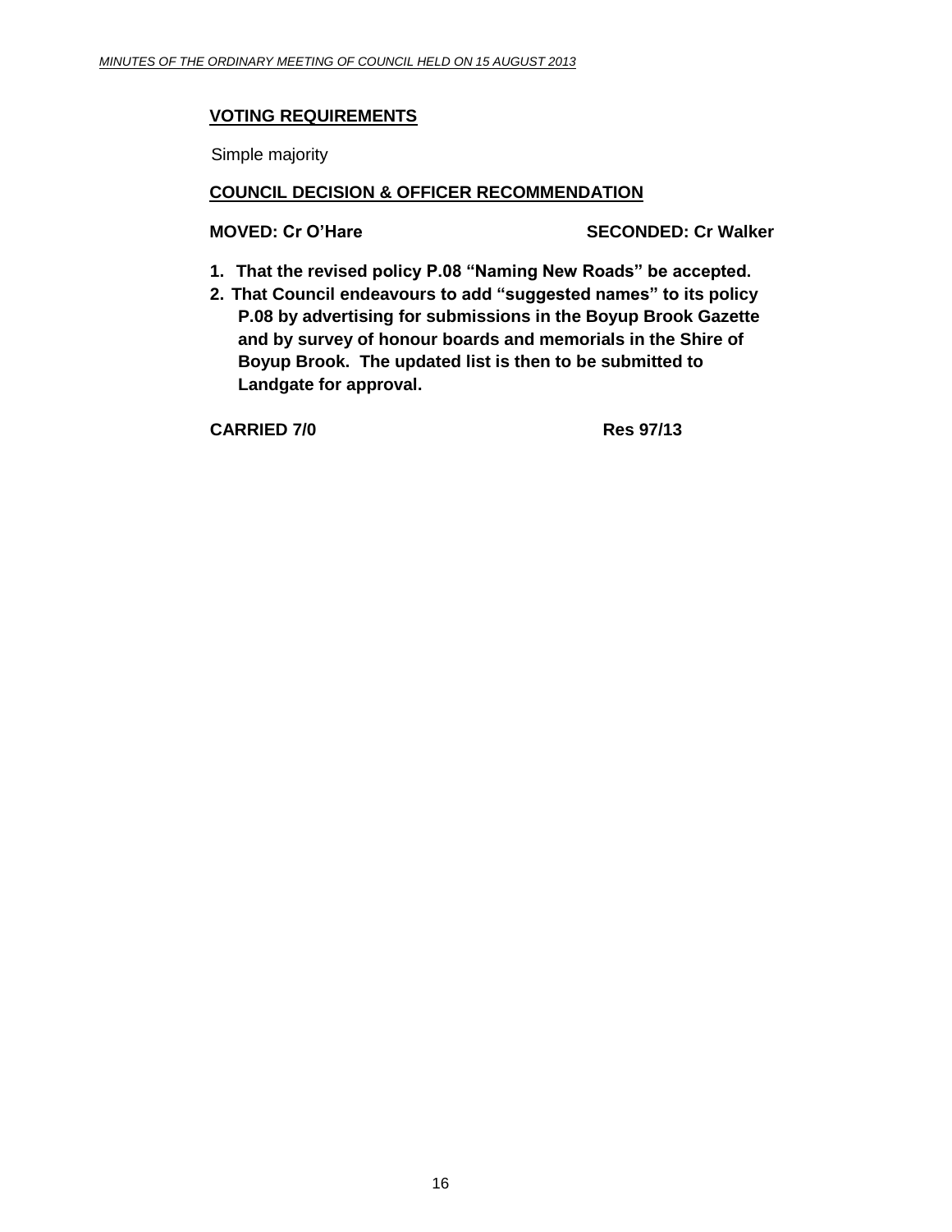**VOTING REQUIREMENTS**

Simple majority

**COUNCIL DECISION & OFFICER RECOMMENDATION**

**MOVED: Cr O'Hare** **SECONDED: Cr Walker**

1. **That the revised policy P.08 "Naming New Roads" be accepted.**
2. **That Council endeavours to add "suggested names" to its policy P.08 by advertising for submissions in the Boyup Brook Gazette and by survey of honour boards and memorials in the Shire of Boyup Brook. The updated list is then to be submitted to Landgate for approval.**

**CARRIED 7/0** **Res 97/13**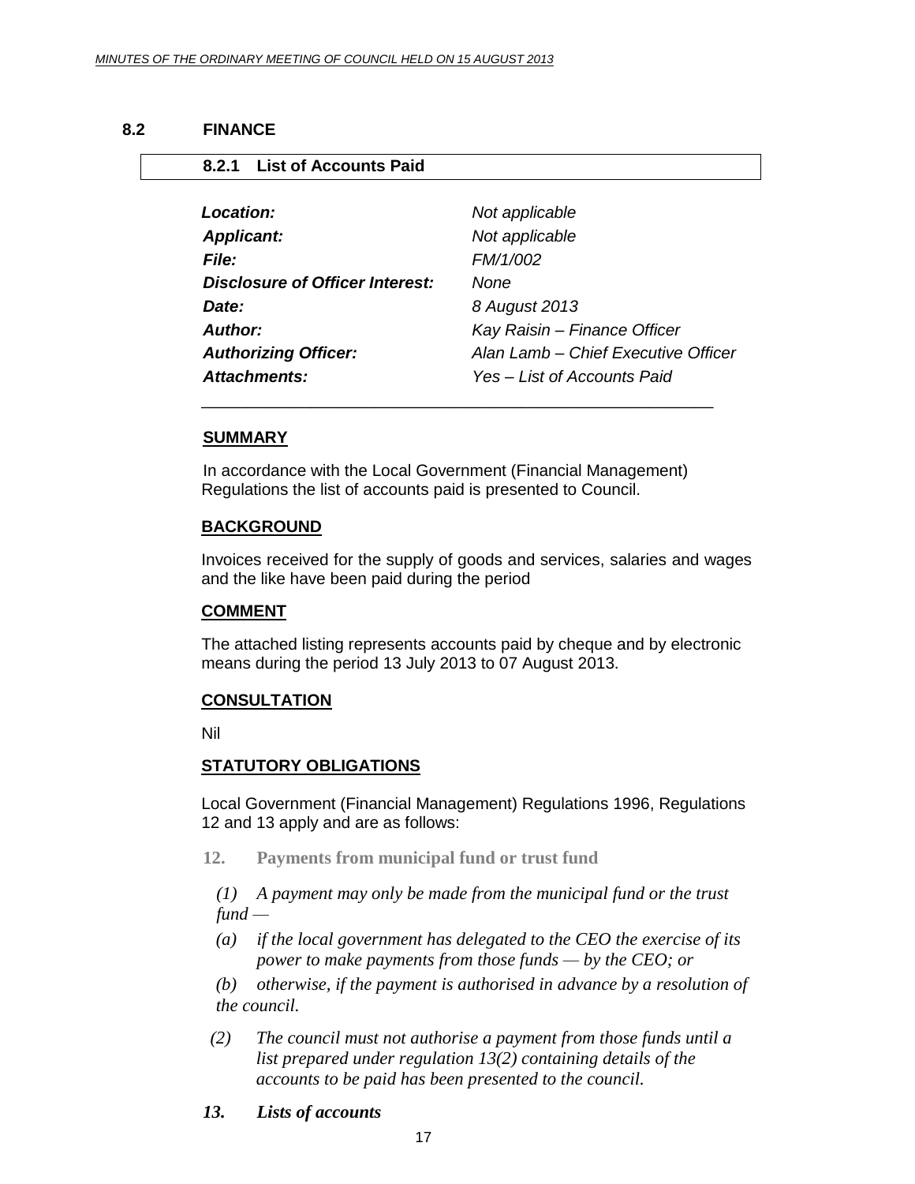## 8.2 FINANCE

### 8.2.1 List of Accounts Paid

| | |
|---|---|
| ***Location:*** | *Not applicable* |
| ***Applicant:*** | *Not applicable* |
| ***File:*** | *FM/1/002* |
| ***Disclosure of Officer Interest:*** | *None* |
| ***Date:*** | *8 August 2013* |
| ***Author:*** | *Kay Raisin – Finance Officer* |
| ***Authorizing Officer:*** | *Alan Lamb – Chief Executive Officer* |
| ***Attachments:*** | *Yes – List of Accounts Paid* |

---

**SUMMARY**

In accordance with the Local Government (Financial Management) Regulations the list of accounts paid is presented to Council.

**BACKGROUND**

Invoices received for the supply of goods and services, salaries and wages and the like have been paid during the period

**COMMENT**

The attached listing represents accounts paid by cheque and by electronic means during the period 13 July 2013 to 07 August 2013.

**CONSULTATION**

Nil

**STATUTORY OBLIGATIONS**

Local Government (Financial Management) Regulations 1996, Regulations 12 and 13 apply and are as follows:

**12. Payments from municipal fund or trust fund**

*(1) A payment may only be made from the municipal fund or the trust fund —*

*(a) if the local government has delegated to the CEO the exercise of its power to make payments from those funds — by the CEO; or*

*(b) otherwise, if the payment is authorised in advance by a resolution of the council.*

*(2) The council must not authorise a payment from those funds until a list prepared under regulation 13(2) containing details of the accounts to be paid has been presented to the council.*

***13. Lists of accounts***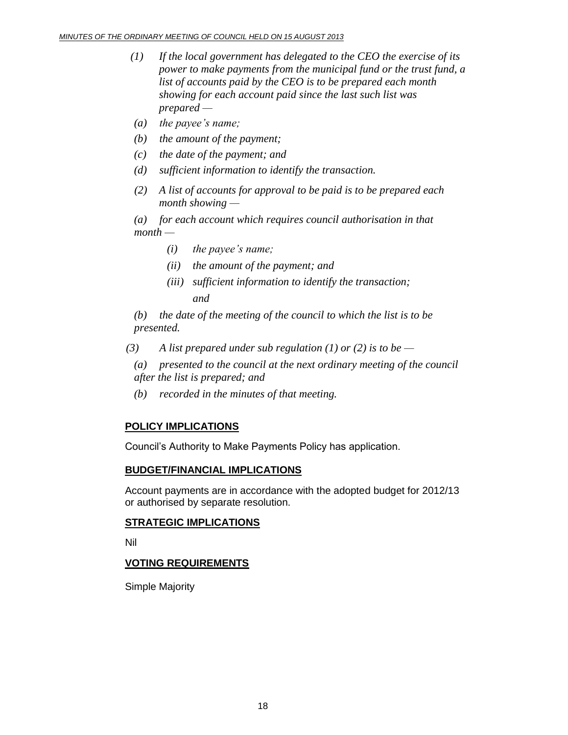*(1) If the local government has delegated to the CEO the exercise of its power to make payments from the municipal fund or the trust fund, a list of accounts paid by the CEO is to be prepared each month showing for each account paid since the last such list was prepared —*

*(a) the payee's name;*

*(b) the amount of the payment;*

*(c) the date of the payment; and*

*(d) sufficient information to identify the transaction.*

*(2) A list of accounts for approval to be paid is to be prepared each month showing —*

*(a) for each account which requires council authorisation in that month —*

*(i) the payee's name;*

*(ii) the amount of the payment; and*

*(iii) sufficient information to identify the transaction; and*

*(b) the date of the meeting of the council to which the list is to be presented.*

*(3) A list prepared under sub regulation (1) or (2) is to be —*

*(a) presented to the council at the next ordinary meeting of the council after the list is prepared; and*

*(b) recorded in the minutes of that meeting.*

## POLICY IMPLICATIONS

Council's Authority to Make Payments Policy has application.

## BUDGET/FINANCIAL IMPLICATIONS

Account payments are in accordance with the adopted budget for 2012/13 or authorised by separate resolution.

## STRATEGIC IMPLICATIONS

Nil

## VOTING REQUIREMENTS

Simple Majority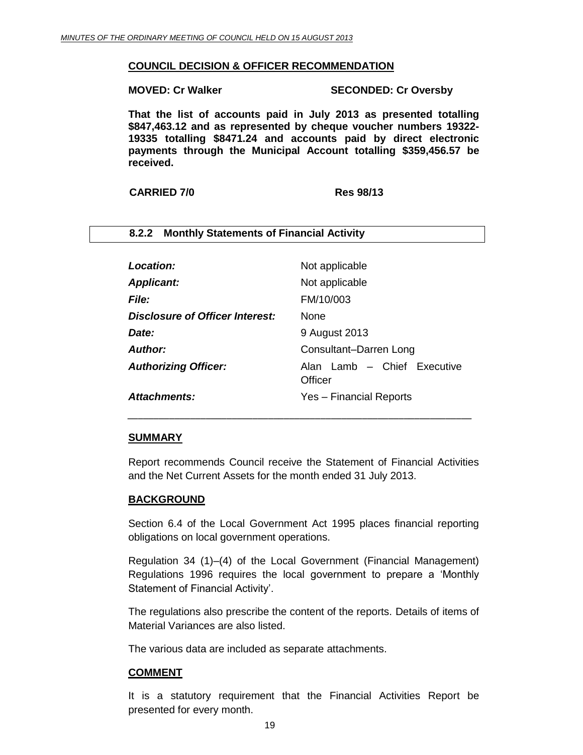**COUNCIL DECISION & OFFICER RECOMMENDATION**

**MOVED: Cr Walker** **SECONDED: Cr Oversby**

**That the list of accounts paid in July 2013 as presented totalling $847,463.12 and as represented by cheque voucher numbers 19322-19335 totalling $8471.24 and accounts paid by direct electronic payments through the Municipal Account totalling $359,456.57 be received.**

**CARRIED 7/0** **Res 98/13**

## 8.2.2 Monthly Statements of Financial Activity

| | |
|---|---|
| ***Location:*** | Not applicable |
| ***Applicant:*** | Not applicable |
| ***File:*** | FM/10/003 |
| ***Disclosure of Officer Interest:*** | None |
| ***Date:*** | 9 August 2013 |
| ***Author:*** | Consultant–Darren Long |
| ***Authorizing Officer:*** | Alan Lamb – Chief Executive Officer |
| ***Attachments:*** | Yes – Financial Reports |

### SUMMARY

Report recommends Council receive the Statement of Financial Activities and the Net Current Assets for the month ended 31 July 2013.

### BACKGROUND

Section 6.4 of the Local Government Act 1995 places financial reporting obligations on local government operations.

Regulation 34 (1)–(4) of the Local Government (Financial Management) Regulations 1996 requires the local government to prepare a 'Monthly Statement of Financial Activity'.

The regulations also prescribe the content of the reports. Details of items of Material Variances are also listed.

The various data are included as separate attachments.

### COMMENT

It is a statutory requirement that the Financial Activities Report be presented for every month.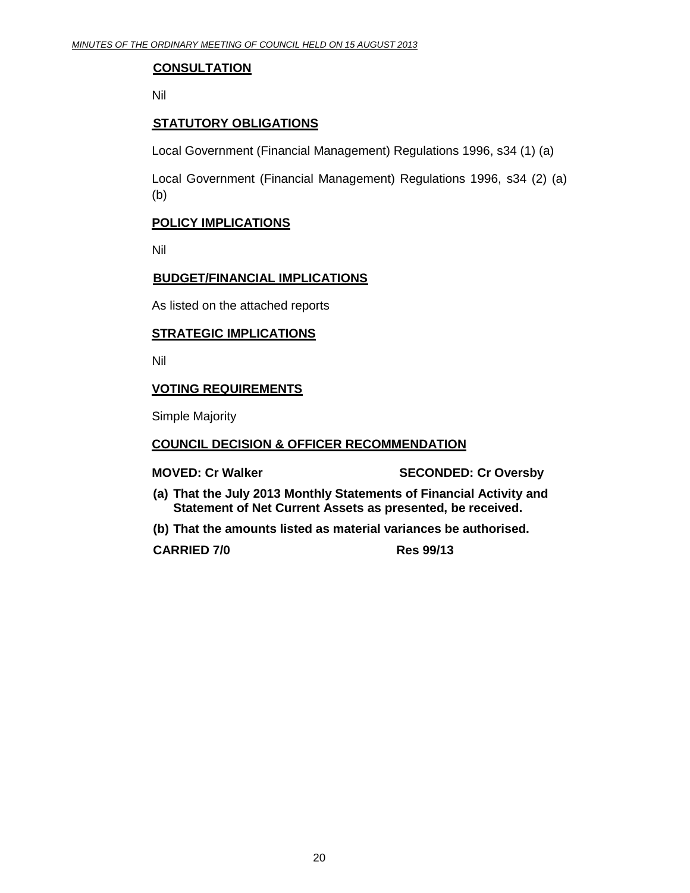**CONSULTATION**

Nil

**STATUTORY OBLIGATIONS**

Local Government (Financial Management) Regulations 1996, s34 (1) (a)

Local Government (Financial Management) Regulations 1996, s34 (2) (a) (b)

**POLICY IMPLICATIONS**

Nil

**BUDGET/FINANCIAL IMPLICATIONS**

As listed on the attached reports

**STRATEGIC IMPLICATIONS**

Nil

**VOTING REQUIREMENTS**

Simple Majority

**COUNCIL DECISION & OFFICER RECOMMENDATION**

**MOVED: Cr Walker SECONDED: Cr Oversby**

**(a) That the July 2013 Monthly Statements of Financial Activity and Statement of Net Current Assets as presented, be received.**

**(b) That the amounts listed as material variances be authorised.**

**CARRIED 7/0 Res 99/13**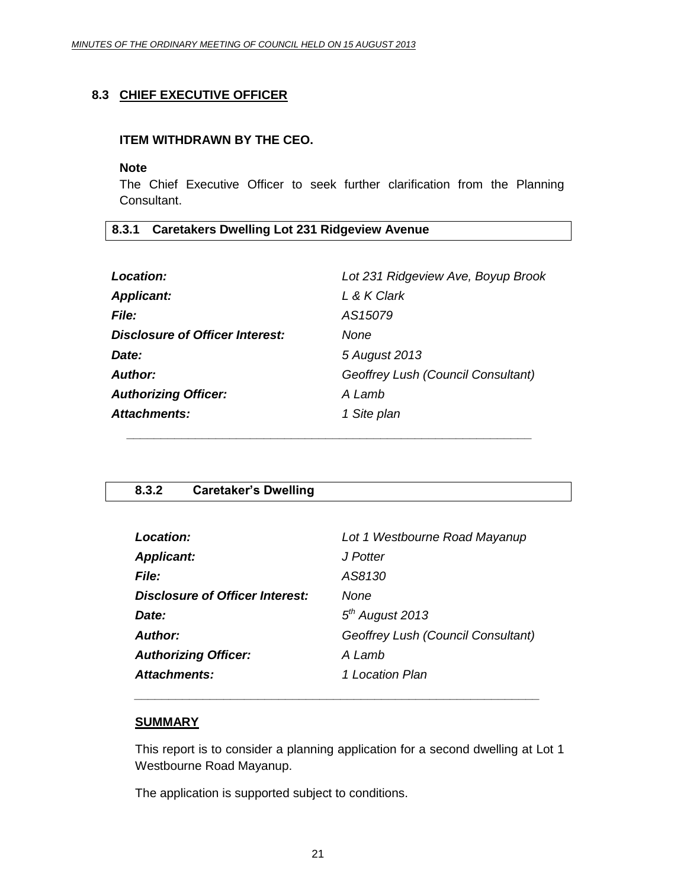## 8.3 CHIEF EXECUTIVE OFFICER

**ITEM WITHDRAWN BY THE CEO.**

**Note**

The Chief Executive Officer to seek further clarification from the Planning Consultant.

### 8.3.1 Caretakers Dwelling Lot 231 Ridgeview Avenue

| | |
|---|---|
| ***Location:*** | *Lot 231 Ridgeview Ave, Boyup Brook* |
| ***Applicant:*** | *L & K Clark* |
| ***File:*** | *AS15079* |
| ***Disclosure of Officer Interest:*** | *None* |
| ***Date:*** | *5 August 2013* |
| ***Author:*** | *Geoffrey Lush (Council Consultant)* |
| ***Authorizing Officer:*** | *A Lamb* |
| ***Attachments:*** | *1 Site plan* |

---

### 8.3.2 Caretaker's Dwelling

| | |
|---|---|
| ***Location:*** | *Lot 1 Westbourne Road Mayanup* |
| ***Applicant:*** | *J Potter* |
| ***File:*** | *AS8130* |
| ***Disclosure of Officer Interest:*** | *None* |
| ***Date:*** | *5th August 2013* |
| ***Author:*** | *Geoffrey Lush (Council Consultant)* |
| ***Authorizing Officer:*** | *A Lamb* |
| ***Attachments:*** | *1 Location Plan* |

---

**SUMMARY**

This report is to consider a planning application for a second dwelling at Lot 1 Westbourne Road Mayanup.

The application is supported subject to conditions.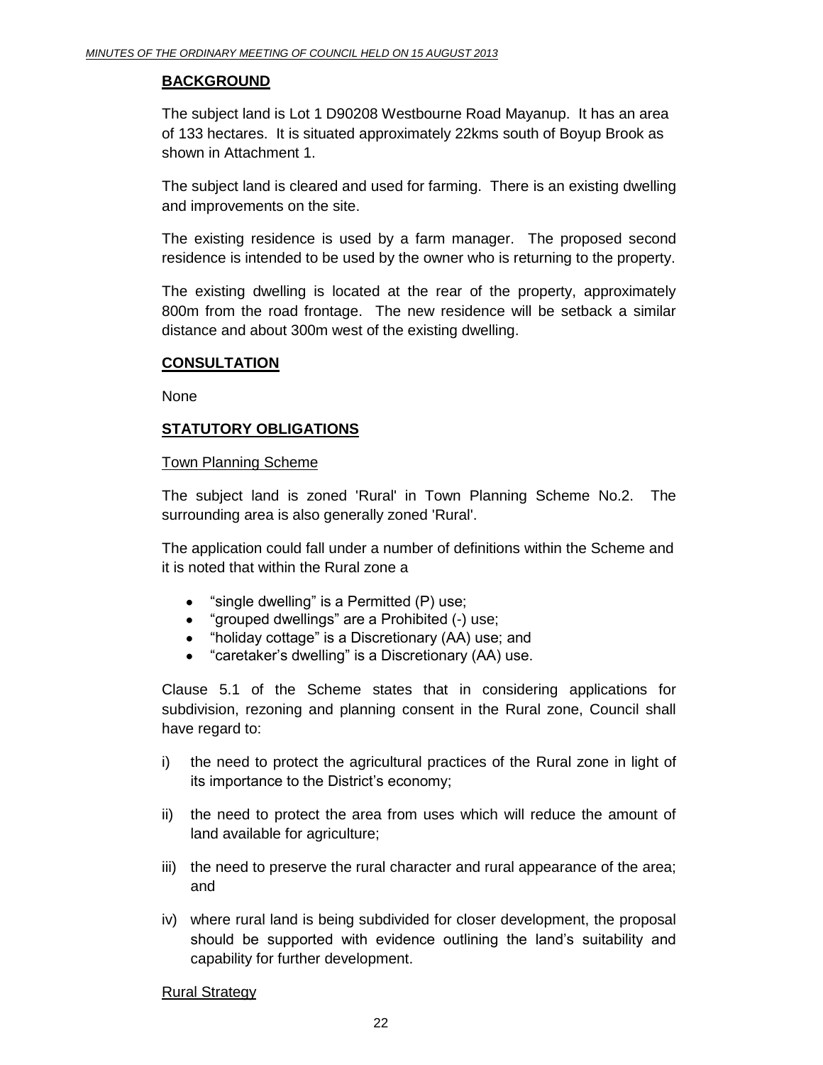## BACKGROUND

The subject land is Lot 1 D90208 Westbourne Road Mayanup. It has an area of 133 hectares. It is situated approximately 22kms south of Boyup Brook as shown in Attachment 1.

The subject land is cleared and used for farming. There is an existing dwelling and improvements on the site.

The existing residence is used by a farm manager. The proposed second residence is intended to be used by the owner who is returning to the property.

The existing dwelling is located at the rear of the property, approximately 800m from the road frontage. The new residence will be setback a similar distance and about 300m west of the existing dwelling.

## CONSULTATION

None

## STATUTORY OBLIGATIONS

Town Planning Scheme

The subject land is zoned 'Rural' in Town Planning Scheme No.2. The surrounding area is also generally zoned 'Rural'.

The application could fall under a number of definitions within the Scheme and it is noted that within the Rural zone a

- "single dwelling" is a Permitted (P) use;
- "grouped dwellings" are a Prohibited (-) use;
- "holiday cottage" is a Discretionary (AA) use; and
- "caretaker's dwelling" is a Discretionary (AA) use.

Clause 5.1 of the Scheme states that in considering applications for subdivision, rezoning and planning consent in the Rural zone, Council shall have regard to:

i) the need to protect the agricultural practices of the Rural zone in light of its importance to the District's economy;

ii) the need to protect the area from uses which will reduce the amount of land available for agriculture;

iii) the need to preserve the rural character and rural appearance of the area; and

iv) where rural land is being subdivided for closer development, the proposal should be supported with evidence outlining the land's suitability and capability for further development.

Rural Strategy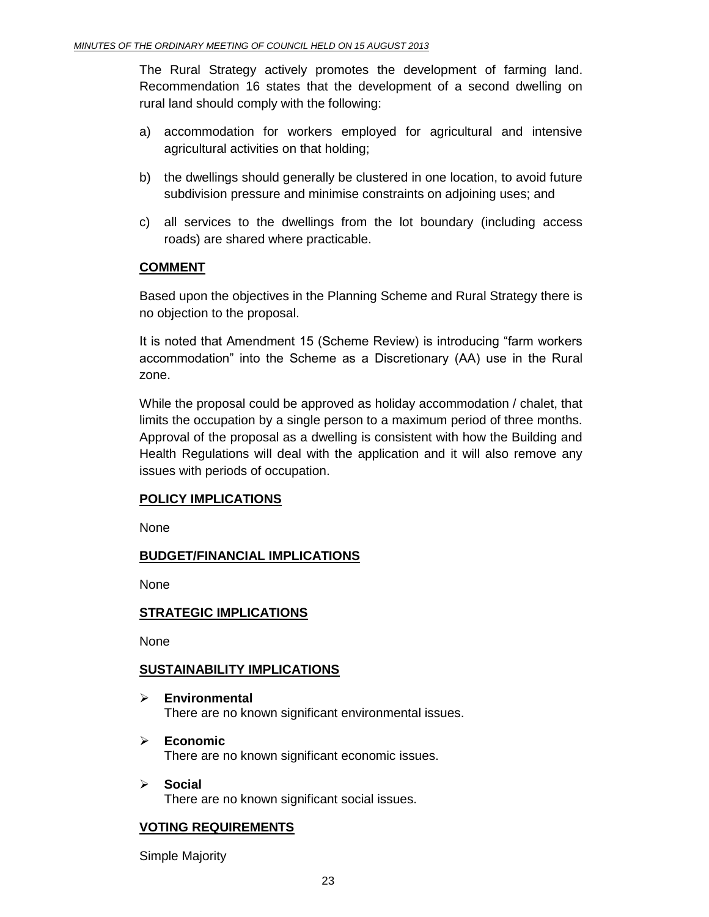The Rural Strategy actively promotes the development of farming land. Recommendation 16 states that the development of a second dwelling on rural land should comply with the following:

a) accommodation for workers employed for agricultural and intensive agricultural activities on that holding;

b) the dwellings should generally be clustered in one location, to avoid future subdivision pressure and minimise constraints on adjoining uses; and

c) all services to the dwellings from the lot boundary (including access roads) are shared where practicable.

## COMMENT

Based upon the objectives in the Planning Scheme and Rural Strategy there is no objection to the proposal.

It is noted that Amendment 15 (Scheme Review) is introducing “farm workers accommodation” into the Scheme as a Discretionary (AA) use in the Rural zone.

While the proposal could be approved as holiday accommodation / chalet, that limits the occupation by a single person to a maximum period of three months. Approval of the proposal as a dwelling is consistent with how the Building and Health Regulations will deal with the application and it will also remove any issues with periods of occupation.

## POLICY IMPLICATIONS

None

## BUDGET/FINANCIAL IMPLICATIONS

None

## STRATEGIC IMPLICATIONS

None

## SUSTAINABILITY IMPLICATIONS

- **Environmental**
  There are no known significant environmental issues.
- **Economic**
  There are no known significant economic issues.
- **Social**
  There are no known significant social issues.

## VOTING REQUIREMENTS

Simple Majority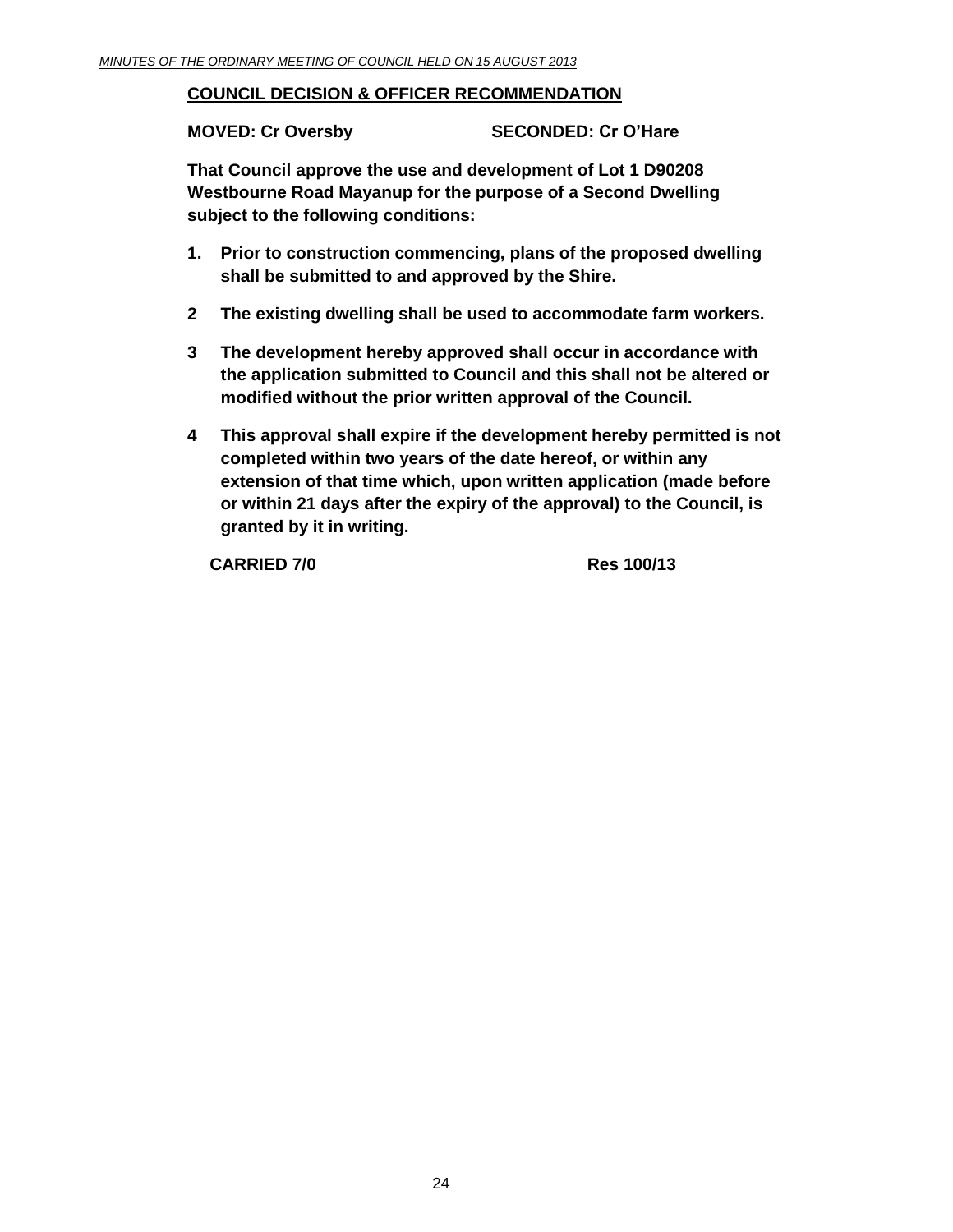**COUNCIL DECISION & OFFICER RECOMMENDATION**

**MOVED: Cr Oversby SECONDED: Cr O'Hare**

**That Council approve the use and development of Lot 1 D90208 Westbourne Road Mayanup for the purpose of a Second Dwelling subject to the following conditions:**

1. **Prior to construction commencing, plans of the proposed dwelling shall be submitted to and approved by the Shire.**
2. **The existing dwelling shall be used to accommodate farm workers.**
3. **The development hereby approved shall occur in accordance with the application submitted to Council and this shall not be altered or modified without the prior written approval of the Council.**
4. **This approval shall expire if the development hereby permitted is not completed within two years of the date hereof, or within any extension of that time which, upon written application (made before or within 21 days after the expiry of the approval) to the Council, is granted by it in writing.**

**CARRIED 7/0 Res 100/13**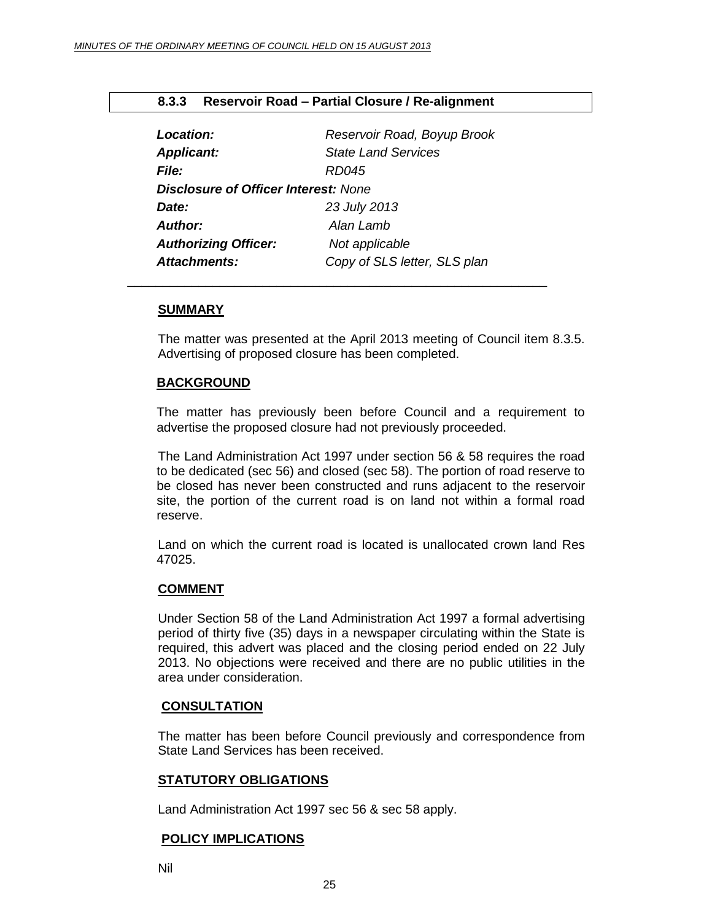### 8.3.3 Reservoir Road – Partial Closure / Re-alignment

| | |
|---|---|
| ***Location:*** | *Reservoir Road, Boyup Brook* |
| ***Applicant:*** | *State Land Services* |
| ***File:*** | *RD045* |
| ***Disclosure of Officer Interest:*** *None* | |
| ***Date:*** | *23 July 2013* |
| ***Author:*** | *Alan Lamb* |
| ***Authorizing Officer:*** | *Not applicable* |
| ***Attachments:*** | *Copy of SLS letter, SLS plan* |

---

**SUMMARY**

The matter was presented at the April 2013 meeting of Council item 8.3.5. Advertising of proposed closure has been completed.

**BACKGROUND**

The matter has previously been before Council and a requirement to advertise the proposed closure had not previously proceeded.

The Land Administration Act 1997 under section 56 & 58 requires the road to be dedicated (sec 56) and closed (sec 58). The portion of road reserve to be closed has never been constructed and runs adjacent to the reservoir site, the portion of the current road is on land not within a formal road reserve.

Land on which the current road is located is unallocated crown land Res 47025.

**COMMENT**

Under Section 58 of the Land Administration Act 1997 a formal advertising period of thirty five (35) days in a newspaper circulating within the State is required, this advert was placed and the closing period ended on 22 July 2013. No objections were received and there are no public utilities in the area under consideration.

**CONSULTATION**

The matter has been before Council previously and correspondence from State Land Services has been received.

**STATUTORY OBLIGATIONS**

Land Administration Act 1997 sec 56 & sec 58 apply.

**POLICY IMPLICATIONS**

Nil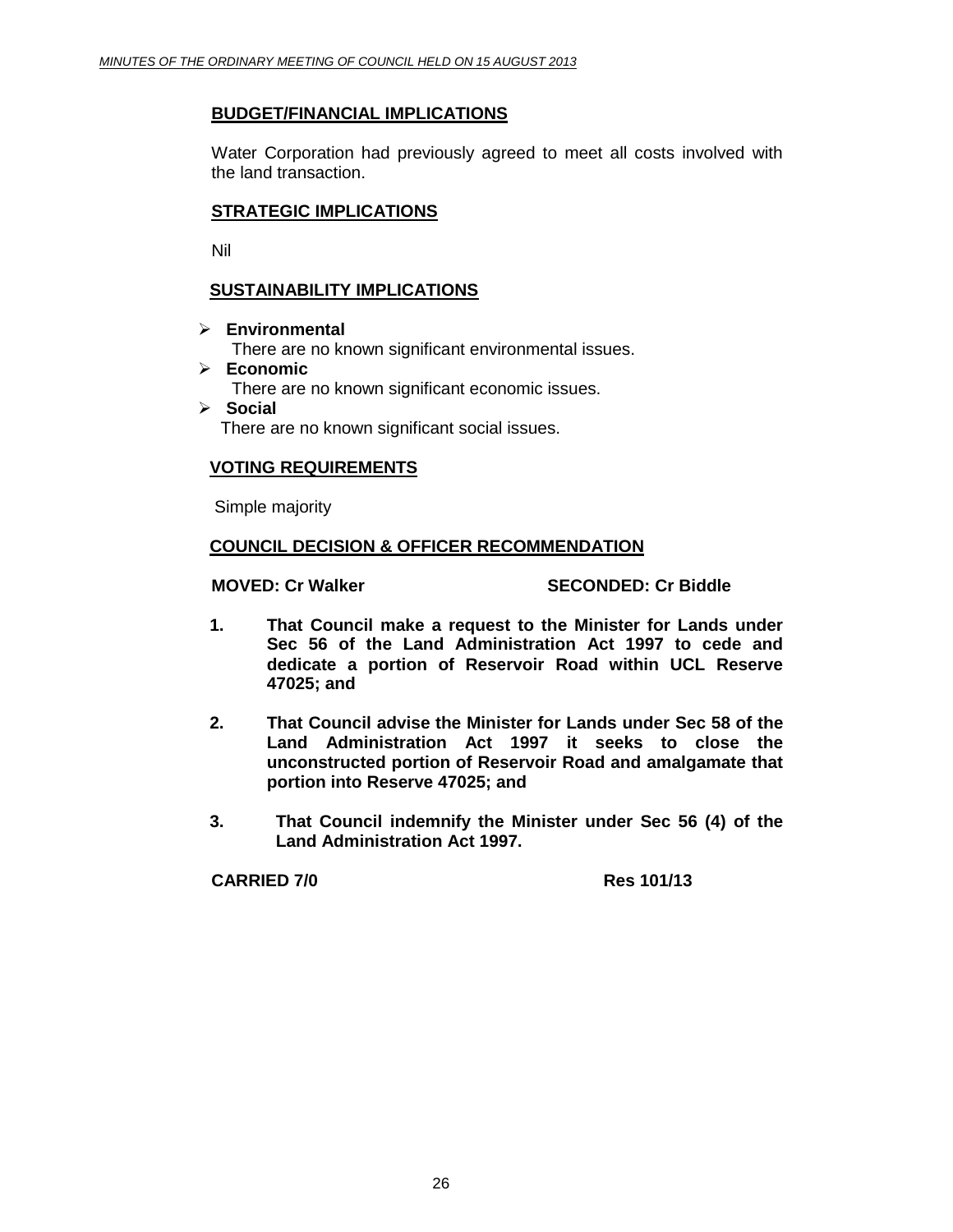## BUDGET/FINANCIAL IMPLICATIONS

Water Corporation had previously agreed to meet all costs involved with the land transaction.

## STRATEGIC IMPLICATIONS

Nil

## SUSTAINABILITY IMPLICATIONS

- **Environmental**
  There are no known significant environmental issues.
- **Economic**
  There are no known significant economic issues.
- **Social**
  There are no known significant social issues.

## VOTING REQUIREMENTS

Simple majority

## COUNCIL DECISION & OFFICER RECOMMENDATION

**MOVED: Cr Walker SECONDED: Cr Biddle**

1. **That Council make a request to the Minister for Lands under Sec 56 of the Land Administration Act 1997 to cede and dedicate a portion of Reservoir Road within UCL Reserve 47025; and**

2. **That Council advise the Minister for Lands under Sec 58 of the Land Administration Act 1997 it seeks to close the unconstructed portion of Reservoir Road and amalgamate that portion into Reserve 47025; and**

3. **That Council indemnify the Minister under Sec 56 (4) of the Land Administration Act 1997.**

**CARRIED 7/0 Res 101/13**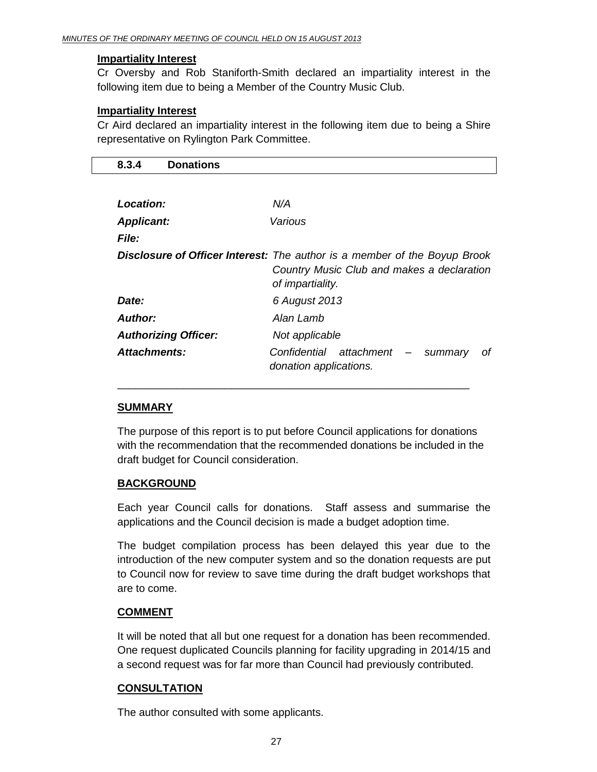**Impartiality Interest**

Cr Oversby and Rob Staniforth-Smith declared an impartiality interest in the following item due to being a Member of the Country Music Club.

**Impartiality Interest**

Cr Aird declared an impartiality interest in the following item due to being a Shire representative on Rylington Park Committee.

## 8.3.4 Donations

| | |
|---|---|
| ***Location:*** | *N/A* |
| ***Applicant:*** | *Various* |
| ***File:*** | |
| ***Disclosure of Officer Interest:*** | *The author is a member of the Boyup Brook Country Music Club and makes a declaration of impartiality.* |
| ***Date:*** | *6 August 2013* |
| ***Author:*** | *Alan Lamb* |
| ***Authorizing Officer:*** | *Not applicable* |
| ***Attachments:*** | *Confidential attachment – summary of donation applications.* |

---

### SUMMARY

The purpose of this report is to put before Council applications for donations with the recommendation that the recommended donations be included in the draft budget for Council consideration.

### BACKGROUND

Each year Council calls for donations. Staff assess and summarise the applications and the Council decision is made a budget adoption time.

The budget compilation process has been delayed this year due to the introduction of the new computer system and so the donation requests are put to Council now for review to save time during the draft budget workshops that are to come.

### COMMENT

It will be noted that all but one request for a donation has been recommended. One request duplicated Councils planning for facility upgrading in 2014/15 and a second request was for far more than Council had previously contributed.

### CONSULTATION

The author consulted with some applicants.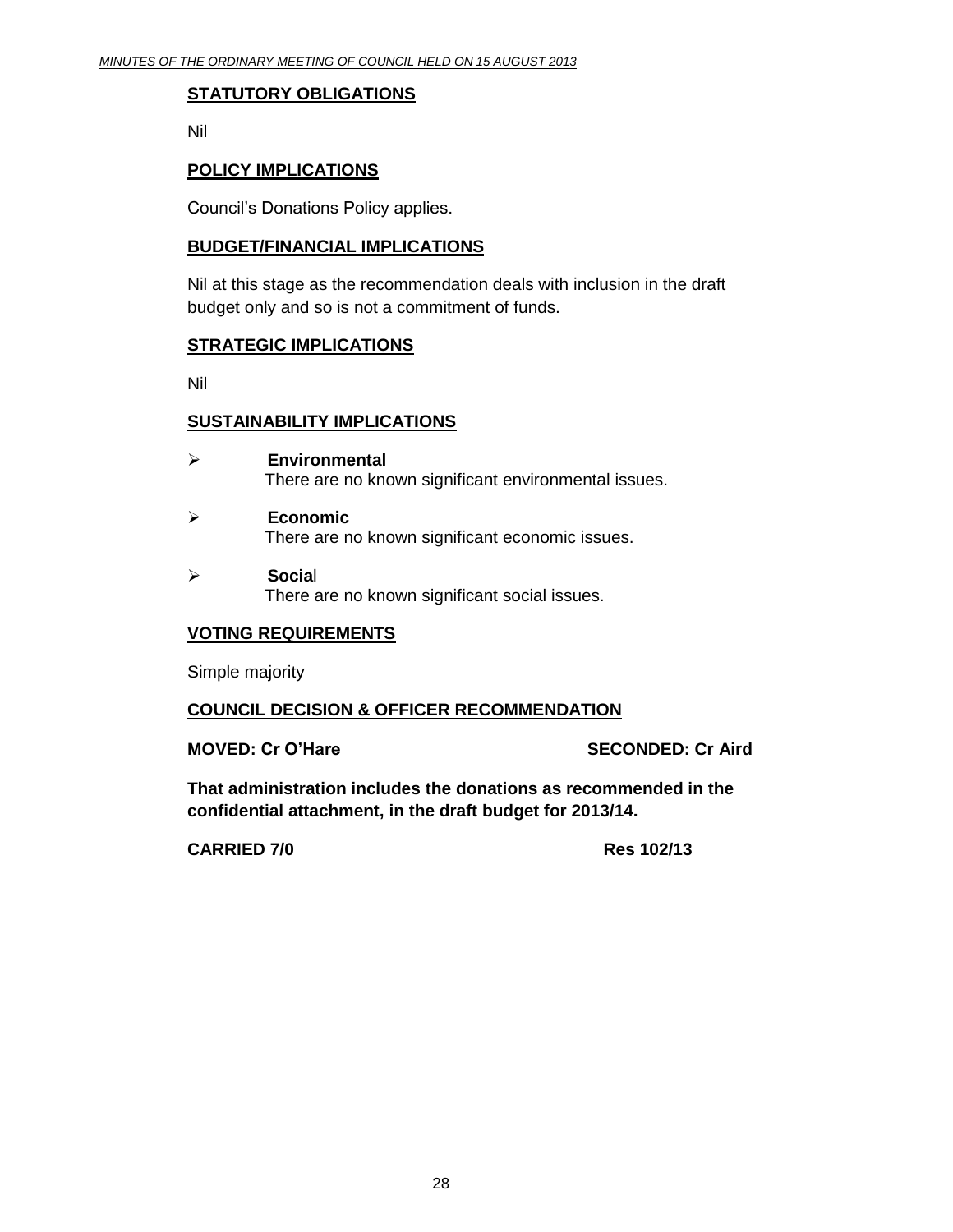**STATUTORY OBLIGATIONS**

Nil

**POLICY IMPLICATIONS**

Council's Donations Policy applies.

**BUDGET/FINANCIAL IMPLICATIONS**

Nil at this stage as the recommendation deals with inclusion in the draft budget only and so is not a commitment of funds.

**STRATEGIC IMPLICATIONS**

Nil

**SUSTAINABILITY IMPLICATIONS**

- **Environmental**
  There are no known significant environmental issues.
- **Economic**
  There are no known significant economic issues.
- **Social**
  There are no known significant social issues.

**VOTING REQUIREMENTS**

Simple majority

**COUNCIL DECISION & OFFICER RECOMMENDATION**

**MOVED: Cr O'Hare** **SECONDED: Cr Aird**

**That administration includes the donations as recommended in the confidential attachment, in the draft budget for 2013/14.**

**CARRIED 7/0** **Res 102/13**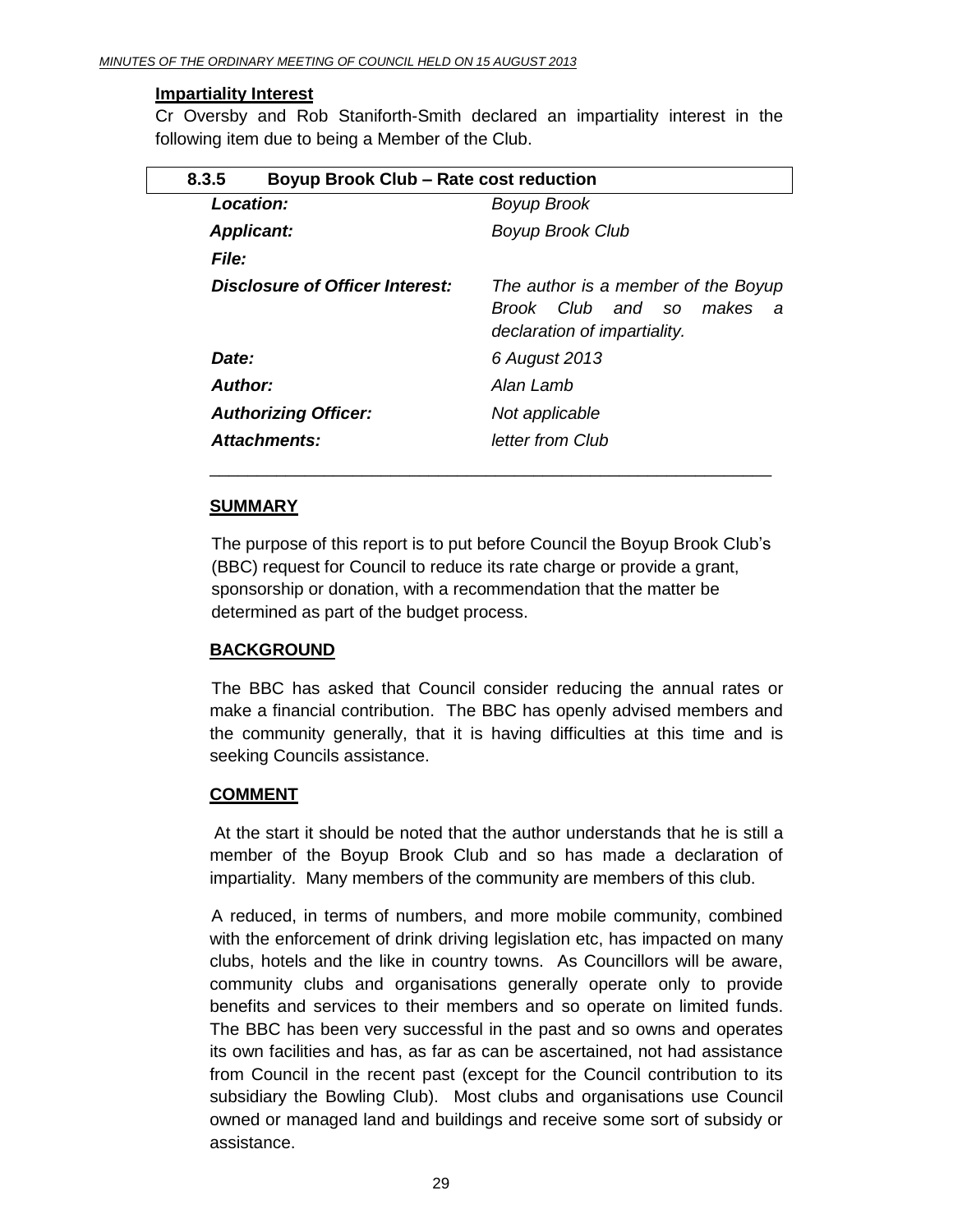**Impartiality Interest**

Cr Oversby and Rob Staniforth-Smith declared an impartiality interest in the following item due to being a Member of the Club.

## 8.3.5 Boyup Brook Club – Rate cost reduction

| | |
|---|---|
| ***Location:*** | *Boyup Brook* |
| ***Applicant:*** | *Boyup Brook Club* |
| ***File:*** | |
| ***Disclosure of Officer Interest:*** | *The author is a member of the Boyup Brook Club and so makes a declaration of impartiality.* |
| ***Date:*** | *6 August 2013* |
| ***Author:*** | *Alan Lamb* |
| ***Authorizing Officer:*** | *Not applicable* |
| ***Attachments:*** | *letter from Club* |

### SUMMARY

The purpose of this report is to put before Council the Boyup Brook Club's (BBC) request for Council to reduce its rate charge or provide a grant, sponsorship or donation, with a recommendation that the matter be determined as part of the budget process.

### BACKGROUND

The BBC has asked that Council consider reducing the annual rates or make a financial contribution. The BBC has openly advised members and the community generally, that it is having difficulties at this time and is seeking Councils assistance.

### COMMENT

At the start it should be noted that the author understands that he is still a member of the Boyup Brook Club and so has made a declaration of impartiality. Many members of the community are members of this club.

A reduced, in terms of numbers, and more mobile community, combined with the enforcement of drink driving legislation etc, has impacted on many clubs, hotels and the like in country towns. As Councillors will be aware, community clubs and organisations generally operate only to provide benefits and services to their members and so operate on limited funds. The BBC has been very successful in the past and so owns and operates its own facilities and has, as far as can be ascertained, not had assistance from Council in the recent past (except for the Council contribution to its subsidiary the Bowling Club). Most clubs and organisations use Council owned or managed land and buildings and receive some sort of subsidy or assistance.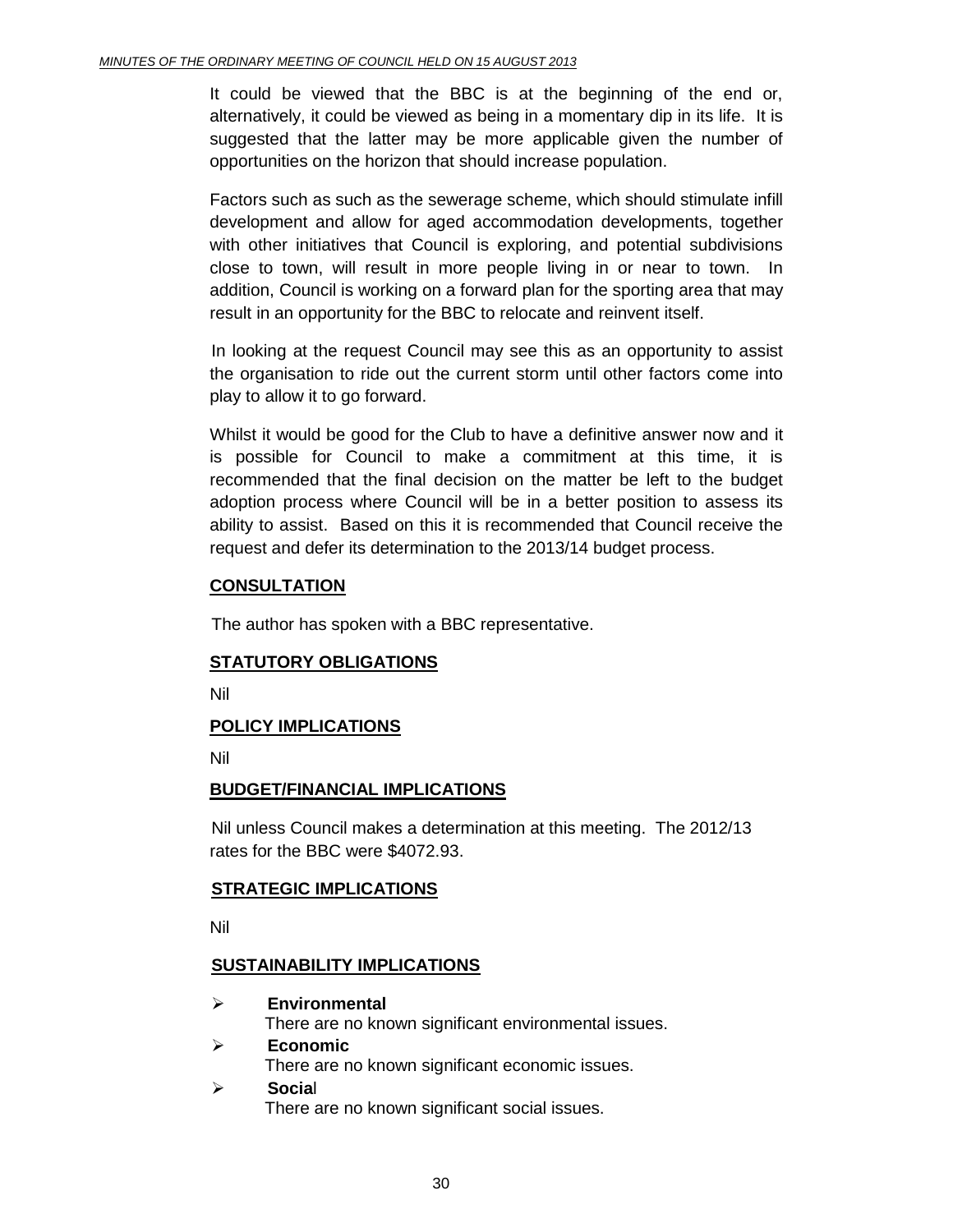It could be viewed that the BBC is at the beginning of the end or, alternatively, it could be viewed as being in a momentary dip in its life. It is suggested that the latter may be more applicable given the number of opportunities on the horizon that should increase population.

Factors such as such as the sewerage scheme, which should stimulate infill development and allow for aged accommodation developments, together with other initiatives that Council is exploring, and potential subdivisions close to town, will result in more people living in or near to town. In addition, Council is working on a forward plan for the sporting area that may result in an opportunity for the BBC to relocate and reinvent itself.

In looking at the request Council may see this as an opportunity to assist the organisation to ride out the current storm until other factors come into play to allow it to go forward.

Whilst it would be good for the Club to have a definitive answer now and it is possible for Council to make a commitment at this time, it is recommended that the final decision on the matter be left to the budget adoption process where Council will be in a better position to assess its ability to assist. Based on this it is recommended that Council receive the request and defer its determination to the 2013/14 budget process.

**CONSULTATION**

The author has spoken with a BBC representative.

**STATUTORY OBLIGATIONS**

Nil

**POLICY IMPLICATIONS**

Nil

**BUDGET/FINANCIAL IMPLICATIONS**

Nil unless Council makes a determination at this meeting. The 2012/13 rates for the BBC were $4072.93.

**STRATEGIC IMPLICATIONS**

Nil

**SUSTAINABILITY IMPLICATIONS**

- **Environmental**
  There are no known significant environmental issues.
- **Economic**
  There are no known significant economic issues.
- **Social**
  There are no known significant social issues.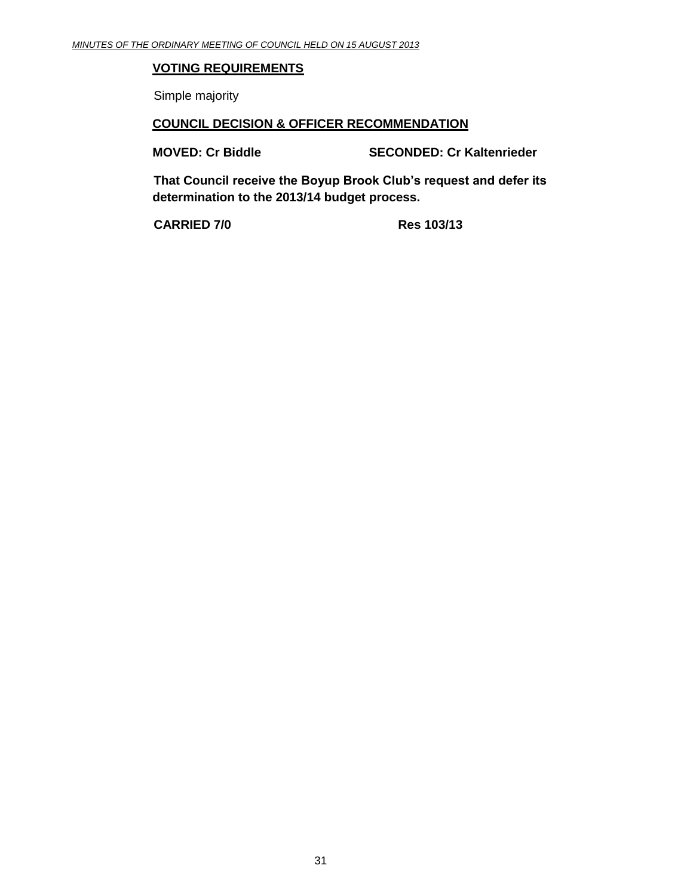**VOTING REQUIREMENTS**

Simple majority

**COUNCIL DECISION & OFFICER RECOMMENDATION**

**MOVED: Cr Biddle** **SECONDED: Cr Kaltenrieder**

**That Council receive the Boyup Brook Club's request and defer its determination to the 2013/14 budget process.**

**CARRIED 7/0** **Res 103/13**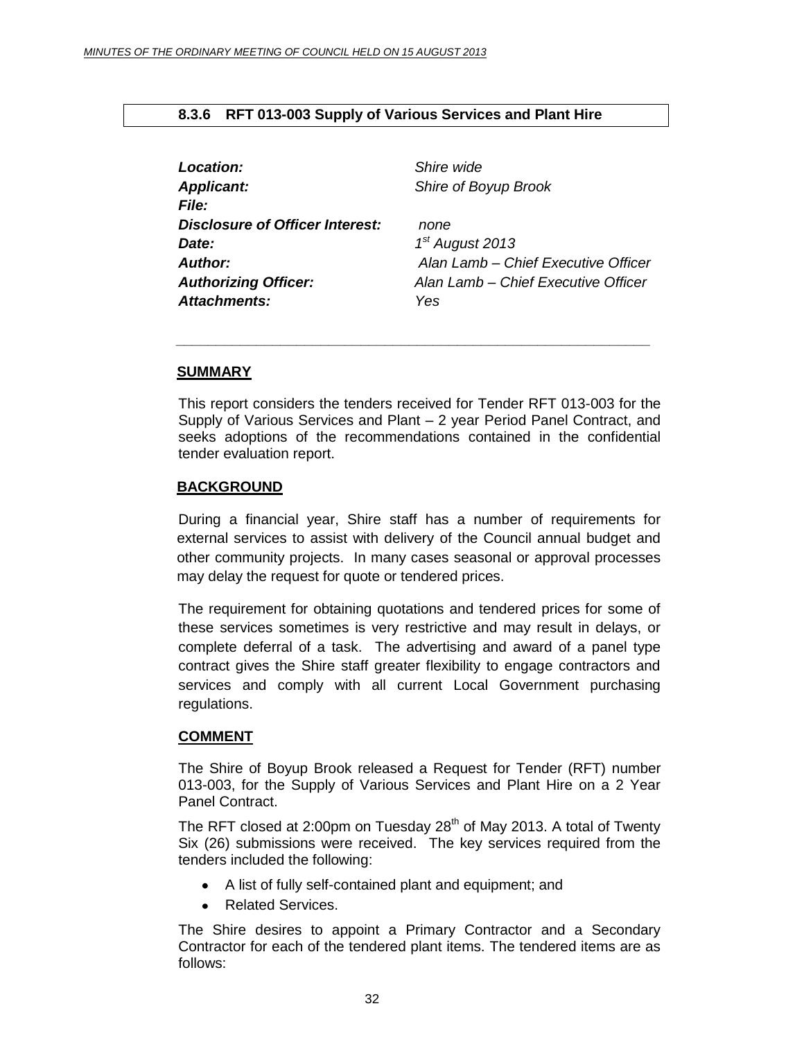### 8.3.6 RFT 013-003 Supply of Various Services and Plant Hire

| | |
|---|---|
| ***Location:*** | *Shire wide* |
| ***Applicant:*** | *Shire of Boyup Brook* |
| ***File:*** | |
| ***Disclosure of Officer Interest:*** | *none* |
| ***Date:*** | *1st August 2013* |
| ***Author:*** | *Alan Lamb – Chief Executive Officer* |
| ***Authorizing Officer:*** | *Alan Lamb – Chief Executive Officer* |
| ***Attachments:*** | *Yes* |

---

**SUMMARY**

This report considers the tenders received for Tender RFT 013-003 for the Supply of Various Services and Plant – 2 year Period Panel Contract, and seeks adoptions of the recommendations contained in the confidential tender evaluation report.

**BACKGROUND**

During a financial year, Shire staff has a number of requirements for external services to assist with delivery of the Council annual budget and other community projects. In many cases seasonal or approval processes may delay the request for quote or tendered prices.

The requirement for obtaining quotations and tendered prices for some of these services sometimes is very restrictive and may result in delays, or complete deferral of a task. The advertising and award of a panel type contract gives the Shire staff greater flexibility to engage contractors and services and comply with all current Local Government purchasing regulations.

**COMMENT**

The Shire of Boyup Brook released a Request for Tender (RFT) number 013-003, for the Supply of Various Services and Plant Hire on a 2 Year Panel Contract.

The RFT closed at 2:00pm on Tuesday 28th of May 2013. A total of Twenty Six (26) submissions were received. The key services required from the tenders included the following:

- A list of fully self-contained plant and equipment; and
- Related Services.

The Shire desires to appoint a Primary Contractor and a Secondary Contractor for each of the tendered plant items. The tendered items are as follows: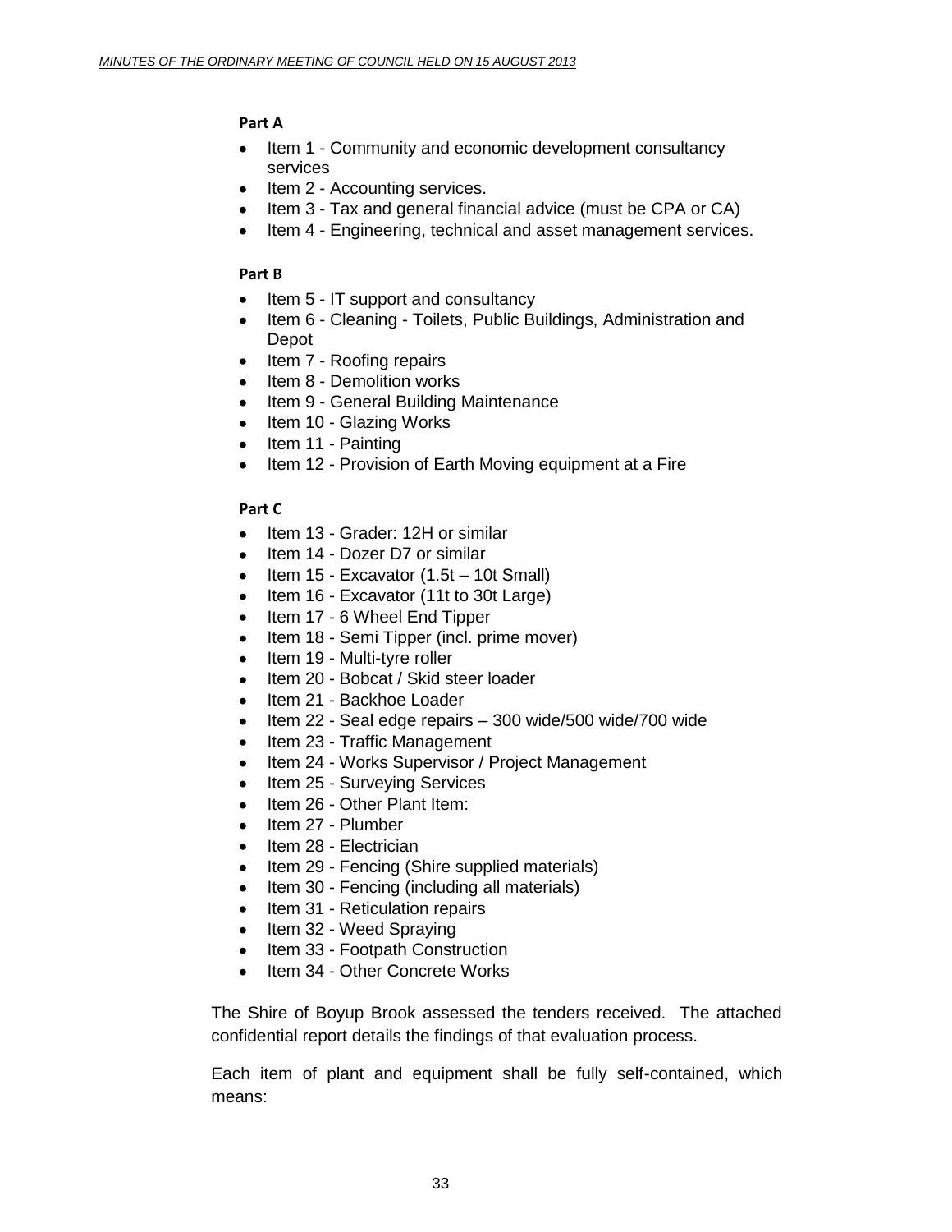**Part A**

- Item 1 - Community and economic development consultancy services
- Item 2 - Accounting services.
- Item 3 - Tax and general financial advice (must be CPA or CA)
- Item 4 - Engineering, technical and asset management services.

**Part B**

- Item 5 - IT support and consultancy
- Item 6 - Cleaning - Toilets, Public Buildings, Administration and Depot
- Item 7 - Roofing repairs
- Item 8 - Demolition works
- Item 9 - General Building Maintenance
- Item 10 - Glazing Works
- Item 11 - Painting
- Item 12 - Provision of Earth Moving equipment at a Fire

**Part C**

- Item 13 - Grader: 12H or similar
- Item 14 - Dozer D7 or similar
- Item 15 - Excavator (1.5t – 10t Small)
- Item 16 - Excavator (11t to 30t Large)
- Item 17 - 6 Wheel End Tipper
- Item 18 - Semi Tipper (incl. prime mover)
- Item 19 - Multi-tyre roller
- Item 20 - Bobcat / Skid steer loader
- Item 21 - Backhoe Loader
- Item 22 - Seal edge repairs – 300 wide/500 wide/700 wide
- Item 23 - Traffic Management
- Item 24 - Works Supervisor / Project Management
- Item 25 - Surveying Services
- Item 26 - Other Plant Item:
- Item 27 - Plumber
- Item 28 - Electrician
- Item 29 - Fencing (Shire supplied materials)
- Item 30 - Fencing (including all materials)
- Item 31 - Reticulation repairs
- Item 32 - Weed Spraying
- Item 33 - Footpath Construction
- Item 34 - Other Concrete Works

The Shire of Boyup Brook assessed the tenders received. The attached confidential report details the findings of that evaluation process.

Each item of plant and equipment shall be fully self-contained, which means: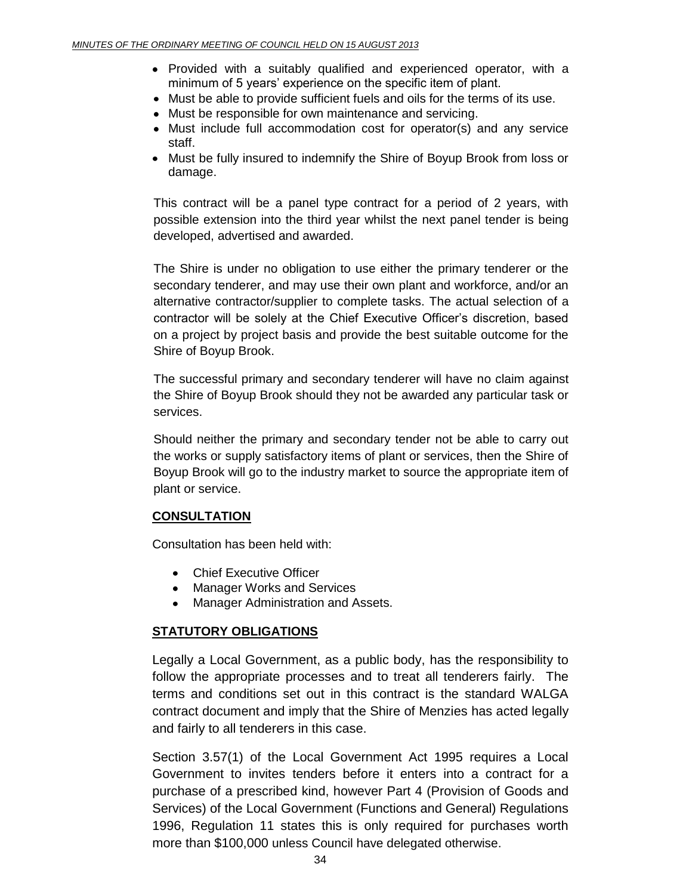- Provided with a suitably qualified and experienced operator, with a minimum of 5 years' experience on the specific item of plant.
- Must be able to provide sufficient fuels and oils for the terms of its use.
- Must be responsible for own maintenance and servicing.
- Must include full accommodation cost for operator(s) and any service staff.
- Must be fully insured to indemnify the Shire of Boyup Brook from loss or damage.

This contract will be a panel type contract for a period of 2 years, with possible extension into the third year whilst the next panel tender is being developed, advertised and awarded.

The Shire is under no obligation to use either the primary tenderer or the secondary tenderer, and may use their own plant and workforce, and/or an alternative contractor/supplier to complete tasks. The actual selection of a contractor will be solely at the Chief Executive Officer's discretion, based on a project by project basis and provide the best suitable outcome for the Shire of Boyup Brook.

The successful primary and secondary tenderer will have no claim against the Shire of Boyup Brook should they not be awarded any particular task or services.

Should neither the primary and secondary tender not be able to carry out the works or supply satisfactory items of plant or services, then the Shire of Boyup Brook will go to the industry market to source the appropriate item of plant or service.

## CONSULTATION

Consultation has been held with:

- Chief Executive Officer
- Manager Works and Services
- Manager Administration and Assets.

## STATUTORY OBLIGATIONS

Legally a Local Government, as a public body, has the responsibility to follow the appropriate processes and to treat all tenderers fairly. The terms and conditions set out in this contract is the standard WALGA contract document and imply that the Shire of Menzies has acted legally and fairly to all tenderers in this case.

Section 3.57(1) of the Local Government Act 1995 requires a Local Government to invites tenders before it enters into a contract for a purchase of a prescribed kind, however Part 4 (Provision of Goods and Services) of the Local Government (Functions and General) Regulations 1996, Regulation 11 states this is only required for purchases worth more than $100,000 unless Council have delegated otherwise.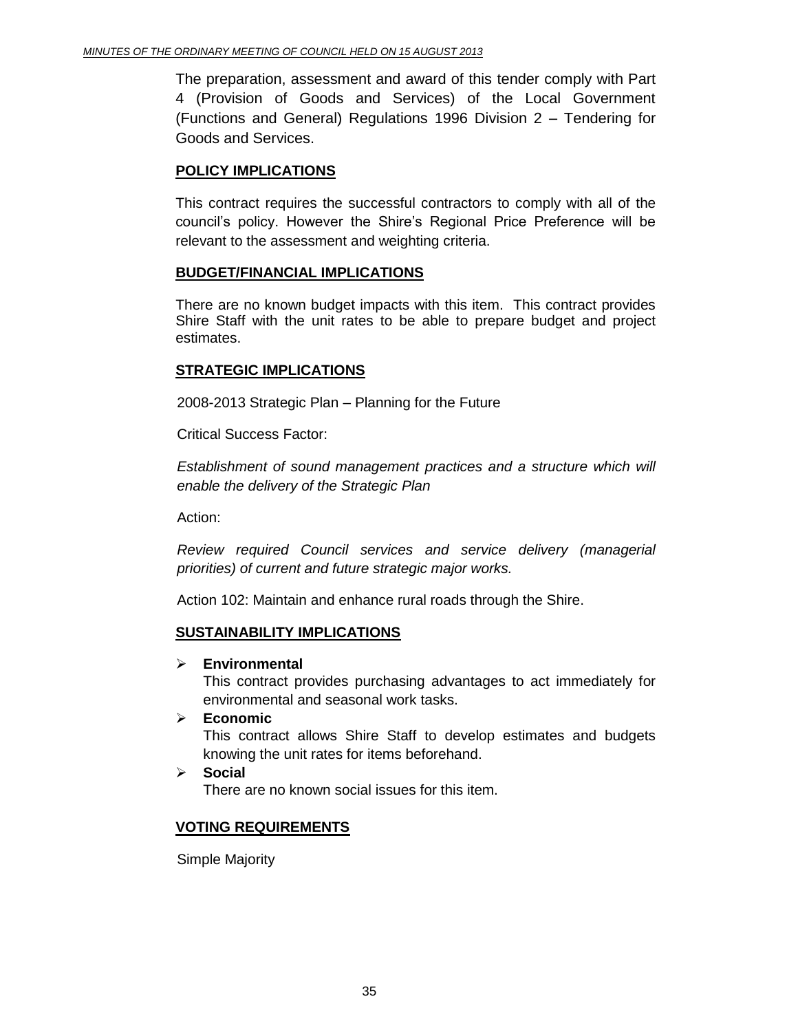The preparation, assessment and award of this tender comply with Part 4 (Provision of Goods and Services) of the Local Government (Functions and General) Regulations 1996 Division 2 – Tendering for Goods and Services.

## POLICY IMPLICATIONS

This contract requires the successful contractors to comply with all of the council's policy. However the Shire's Regional Price Preference will be relevant to the assessment and weighting criteria.

## BUDGET/FINANCIAL IMPLICATIONS

There are no known budget impacts with this item. This contract provides Shire Staff with the unit rates to be able to prepare budget and project estimates.

## STRATEGIC IMPLICATIONS

2008-2013 Strategic Plan – Planning for the Future

Critical Success Factor:

*Establishment of sound management practices and a structure which will enable the delivery of the Strategic Plan*

Action:

*Review required Council services and service delivery (managerial priorities) of current and future strategic major works.*

Action 102: Maintain and enhance rural roads through the Shire.

## SUSTAINABILITY IMPLICATIONS

- **Environmental**
  This contract provides purchasing advantages to act immediately for environmental and seasonal work tasks.
- **Economic**
  This contract allows Shire Staff to develop estimates and budgets knowing the unit rates for items beforehand.
- **Social**
  There are no known social issues for this item.

## VOTING REQUIREMENTS

Simple Majority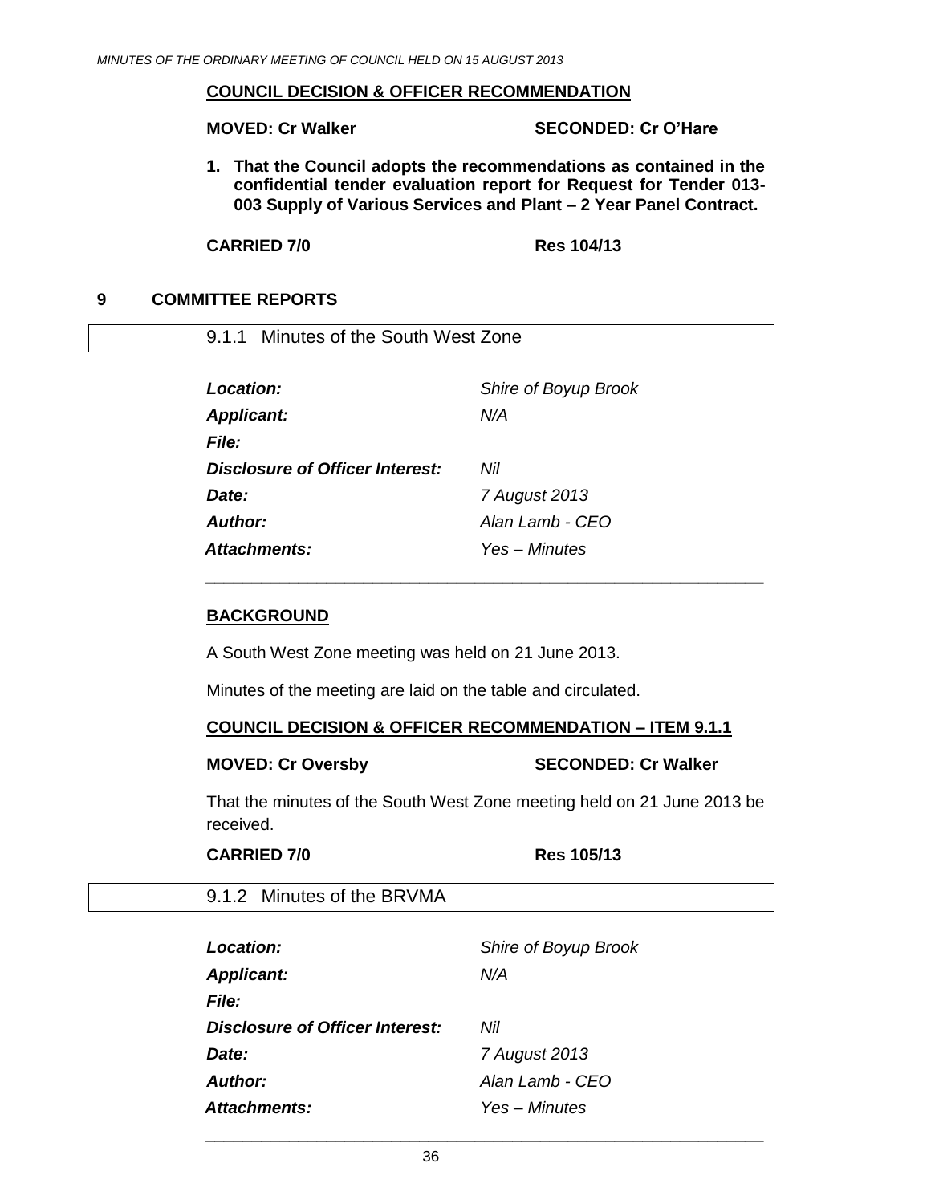**COUNCIL DECISION & OFFICER RECOMMENDATION**

**MOVED: Cr Walker** **SECONDED: Cr O'Hare**

1. **That the Council adopts the recommendations as contained in the confidential tender evaluation report for Request for Tender 013-003 Supply of Various Services and Plant – 2 Year Panel Contract.**

**CARRIED 7/0** **Res 104/13**

## 9 COMMITTEE REPORTS

### 9.1.1 Minutes of the South West Zone

| | |
|---|---|
| ***Location:*** | *Shire of Boyup Brook* |
| ***Applicant:*** | *N/A* |
| ***File:*** | |
| ***Disclosure of Officer Interest:*** | *Nil* |
| ***Date:*** | *7 August 2013* |
| ***Author:*** | *Alan Lamb - CEO* |
| ***Attachments:*** | *Yes – Minutes* |

**BACKGROUND**

A South West Zone meeting was held on 21 June 2013.

Minutes of the meeting are laid on the table and circulated.

**COUNCIL DECISION & OFFICER RECOMMENDATION – ITEM 9.1.1**

**MOVED: Cr Oversby** **SECONDED: Cr Walker**

That the minutes of the South West Zone meeting held on 21 June 2013 be received.

**CARRIED 7/0** **Res 105/13**

### 9.1.2 Minutes of the BRVMA

| | |
|---|---|
| ***Location:*** | *Shire of Boyup Brook* |
| ***Applicant:*** | *N/A* |
| ***File:*** | |
| ***Disclosure of Officer Interest:*** | *Nil* |
| ***Date:*** | *7 August 2013* |
| ***Author:*** | *Alan Lamb - CEO* |
| ***Attachments:*** | *Yes – Minutes* |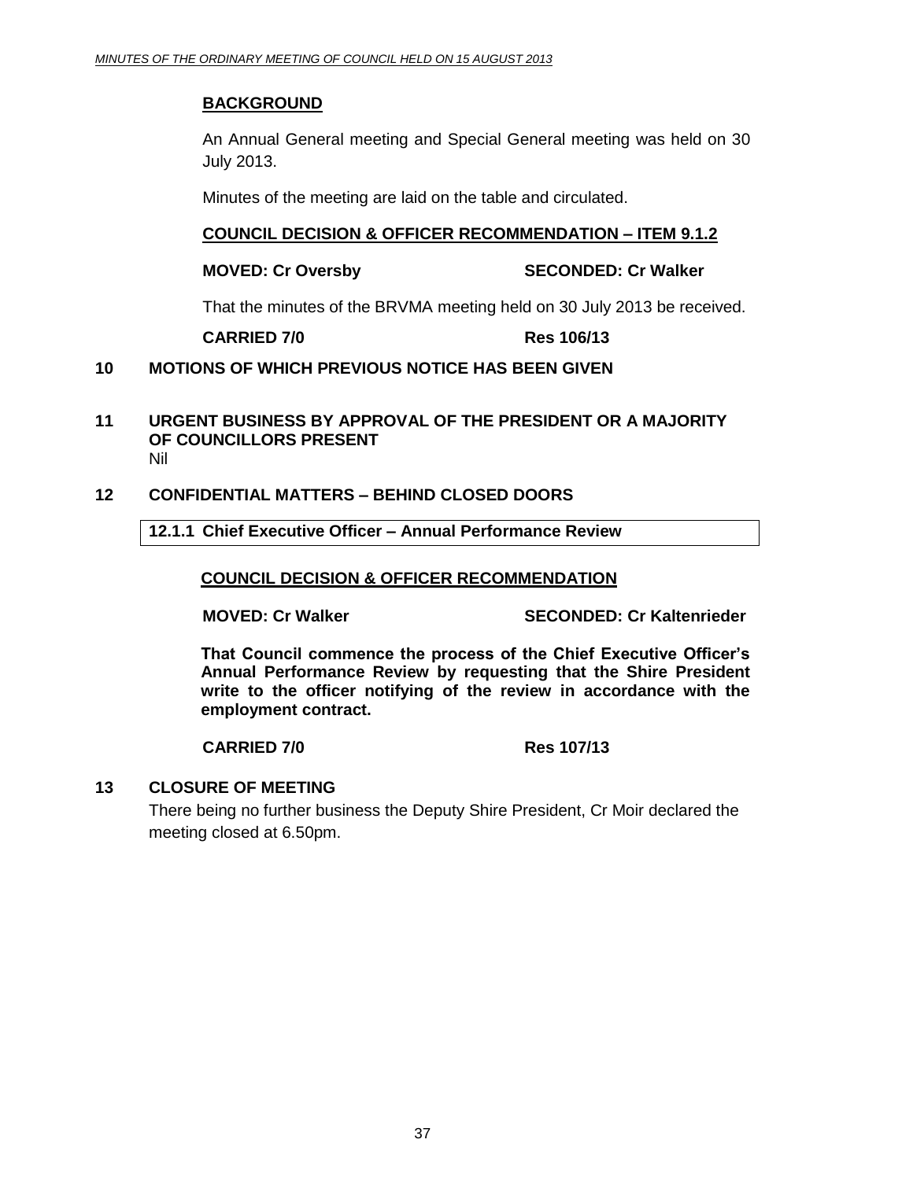**BACKGROUND**

An Annual General meeting and Special General meeting was held on 30 July 2013.

Minutes of the meeting are laid on the table and circulated.

**COUNCIL DECISION & OFFICER RECOMMENDATION – ITEM 9.1.2**

**MOVED: Cr Oversby** **SECONDED: Cr Walker**

That the minutes of the BRVMA meeting held on 30 July 2013 be received.

**CARRIED 7/0** **Res 106/13**

## 10 MOTIONS OF WHICH PREVIOUS NOTICE HAS BEEN GIVEN

## 11 URGENT BUSINESS BY APPROVAL OF THE PRESIDENT OR A MAJORITY OF COUNCILLORS PRESENT

Nil

## 12 CONFIDENTIAL MATTERS – BEHIND CLOSED DOORS

### 12.1.1 Chief Executive Officer – Annual Performance Review

**COUNCIL DECISION & OFFICER RECOMMENDATION**

**MOVED: Cr Walker** **SECONDED: Cr Kaltenrieder**

**That Council commence the process of the Chief Executive Officer's Annual Performance Review by requesting that the Shire President write to the officer notifying of the review in accordance with the employment contract.**

**CARRIED 7/0** **Res 107/13**

## 13 CLOSURE OF MEETING

There being no further business the Deputy Shire President, Cr Moir declared the meeting closed at 6.50pm.